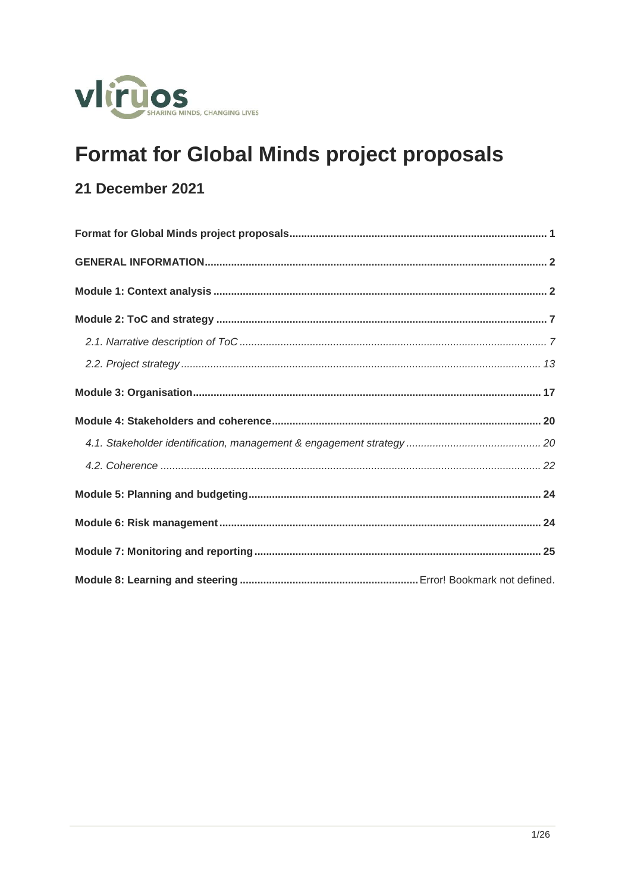# Format for Global Minds project proposals

## 21 December 2021

**Format for Global Minds project proposals** .......... **1**

**GENERAL INFORMATION** .......... **2**

**Module 1: Context analysis** .......... **2**

**Module 2: ToC and strategy** .......... **7**

*2.1. Narrative description of ToC* .......... *7*

*2.2. Project strategy* .......... *13*

**Module 3: Organisation** .......... **17**

**Module 4: Stakeholders and coherence** .......... **20**

*4.1. Stakeholder identification, management & engagement strategy* .......... *20*

*4.2. Coherence* .......... *22*

**Module 5: Planning and budgeting** .......... **24**

**Module 6: Risk management** .......... **24**

**Module 7: Monitoring and reporting** .......... **25**

**Module 8: Learning and steering** .......... Error! Bookmark not defined.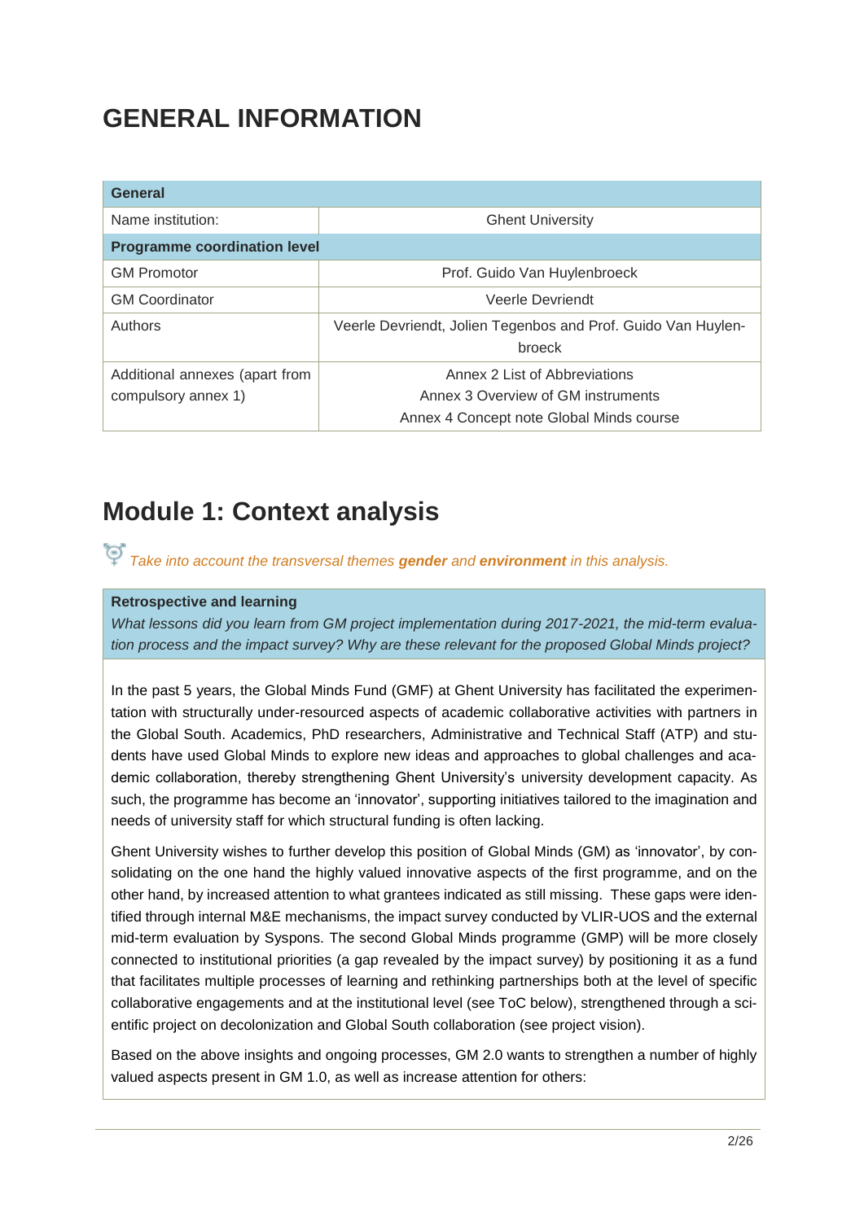# GENERAL INFORMATION

| General | |
|---|---|
| Name institution: | Ghent University |
| **Programme coordination level** | |
| GM Promotor | Prof. Guido Van Huylenbroeck |
| GM Coordinator | Veerle Devriendt |
| Authors | Veerle Devriendt, Jolien Tegenbos and Prof. Guido Van Huylenbroeck |
| Additional annexes (apart from compulsory annex 1) | Annex 2 List of Abbreviations<br>Annex 3 Overview of GM instruments<br>Annex 4 Concept note Global Minds course |

# Module 1: Context analysis

*Take into account the transversal themes **gender** and **environment** in this analysis.*

**Retrospective and learning**

*What lessons did you learn from GM project implementation during 2017-2021, the mid-term evaluation process and the impact survey? Why are these relevant for the proposed Global Minds project?*

In the past 5 years, the Global Minds Fund (GMF) at Ghent University has facilitated the experimentation with structurally under-resourced aspects of academic collaborative activities with partners in the Global South. Academics, PhD researchers, Administrative and Technical Staff (ATP) and students have used Global Minds to explore new ideas and approaches to global challenges and academic collaboration, thereby strengthening Ghent University's university development capacity. As such, the programme has become an 'innovator', supporting initiatives tailored to the imagination and needs of university staff for which structural funding is often lacking.

Ghent University wishes to further develop this position of Global Minds (GM) as 'innovator', by consolidating on the one hand the highly valued innovative aspects of the first programme, and on the other hand, by increased attention to what grantees indicated as still missing. These gaps were identified through internal M&E mechanisms, the impact survey conducted by VLIR-UOS and the external mid-term evaluation by Syspons. The second Global Minds programme (GMP) will be more closely connected to institutional priorities (a gap revealed by the impact survey) by positioning it as a fund that facilitates multiple processes of learning and rethinking partnerships both at the level of specific collaborative engagements and at the institutional level (see ToC below), strengthened through a scientific project on decolonization and Global South collaboration (see project vision).

Based on the above insights and ongoing processes, GM 2.0 wants to strengthen a number of highly valued aspects present in GM 1.0, as well as increase attention for others: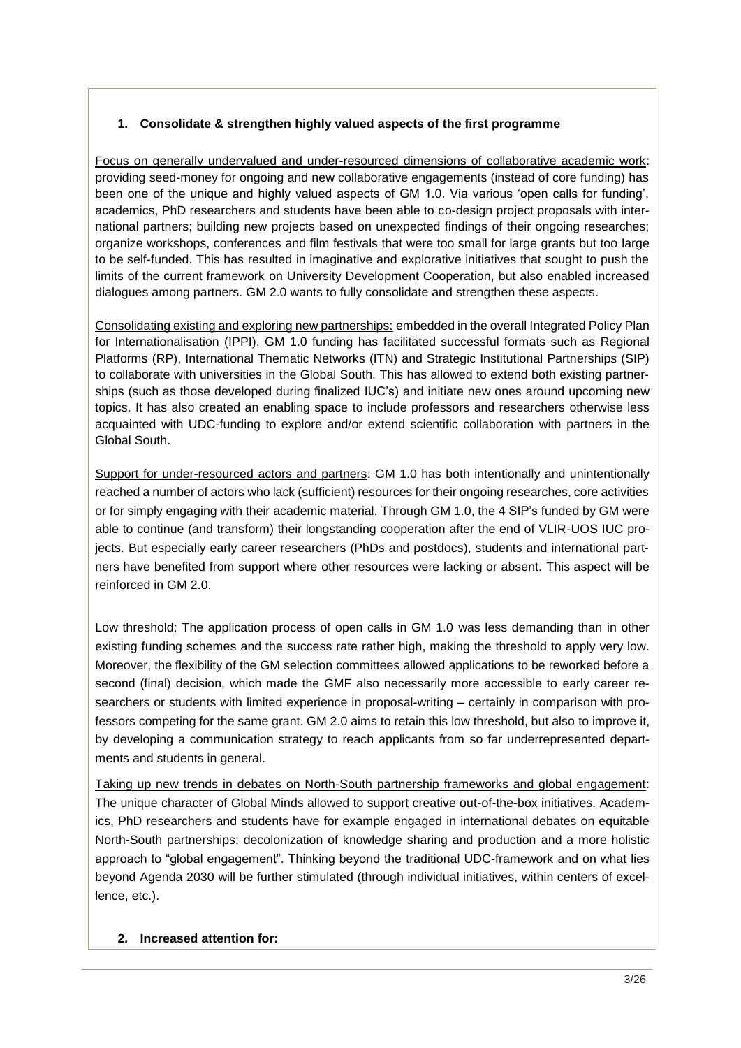1. **Consolidate & strengthen highly valued aspects of the first programme**

Focus on generally undervalued and under-resourced dimensions of collaborative academic work: providing seed-money for ongoing and new collaborative engagements (instead of core funding) has been one of the unique and highly valued aspects of GM 1.0. Via various 'open calls for funding', academics, PhD researchers and students have been able to co-design project proposals with international partners; building new projects based on unexpected findings of their ongoing researches; organize workshops, conferences and film festivals that were too small for large grants but too large to be self-funded. This has resulted in imaginative and explorative initiatives that sought to push the limits of the current framework on University Development Cooperation, but also enabled increased dialogues among partners. GM 2.0 wants to fully consolidate and strengthen these aspects.

Consolidating existing and exploring new partnerships: embedded in the overall Integrated Policy Plan for Internationalisation (IPPI), GM 1.0 funding has facilitated successful formats such as Regional Platforms (RP), International Thematic Networks (ITN) and Strategic Institutional Partnerships (SIP) to collaborate with universities in the Global South. This has allowed to extend both existing partnerships (such as those developed during finalized IUC's) and initiate new ones around upcoming new topics. It has also created an enabling space to include professors and researchers otherwise less acquainted with UDC-funding to explore and/or extend scientific collaboration with partners in the Global South.

Support for under-resourced actors and partners: GM 1.0 has both intentionally and unintentionally reached a number of actors who lack (sufficient) resources for their ongoing researches, core activities or for simply engaging with their academic material. Through GM 1.0, the 4 SIP's funded by GM were able to continue (and transform) their longstanding cooperation after the end of VLIR-UOS IUC projects. But especially early career researchers (PhDs and postdocs), students and international partners have benefited from support where other resources were lacking or absent. This aspect will be reinforced in GM 2.0.

Low threshold: The application process of open calls in GM 1.0 was less demanding than in other existing funding schemes and the success rate rather high, making the threshold to apply very low. Moreover, the flexibility of the GM selection committees allowed applications to be reworked before a second (final) decision, which made the GMF also necessarily more accessible to early career researchers or students with limited experience in proposal-writing – certainly in comparison with professors competing for the same grant. GM 2.0 aims to retain this low threshold, but also to improve it, by developing a communication strategy to reach applicants from so far underrepresented departments and students in general.

Taking up new trends in debates on North-South partnership frameworks and global engagement: The unique character of Global Minds allowed to support creative out-of-the-box initiatives. Academics, PhD researchers and students have for example engaged in international debates on equitable North-South partnerships; decolonization of knowledge sharing and production and a more holistic approach to "global engagement". Thinking beyond the traditional UDC-framework and on what lies beyond Agenda 2030 will be further stimulated (through individual initiatives, within centers of excellence, etc.).

2. **Increased attention for:**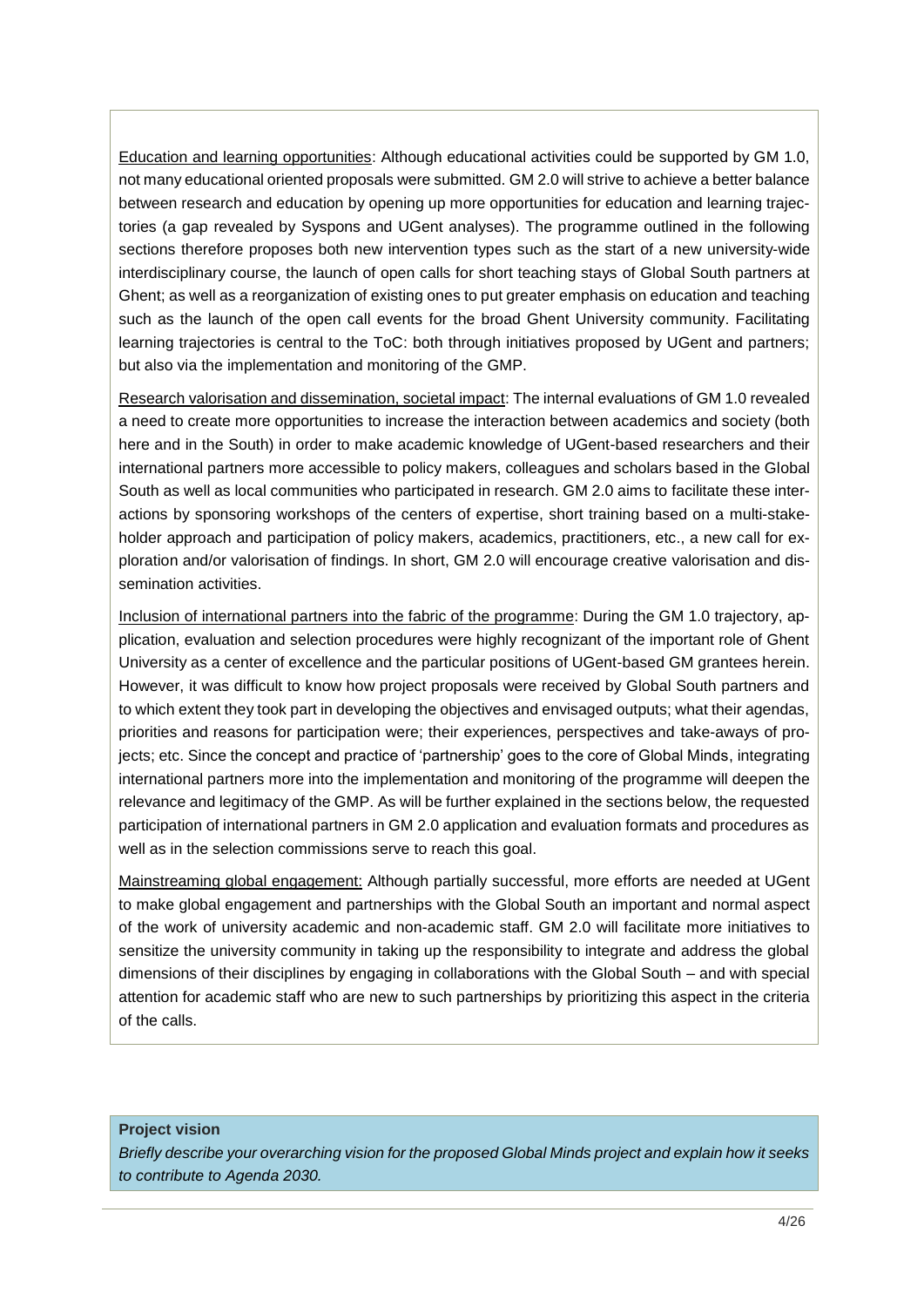Education and learning opportunities: Although educational activities could be supported by GM 1.0, not many educational oriented proposals were submitted. GM 2.0 will strive to achieve a better balance between research and education by opening up more opportunities for education and learning trajectories (a gap revealed by Syspons and UGent analyses). The programme outlined in the following sections therefore proposes both new intervention types such as the start of a new university-wide interdisciplinary course, the launch of open calls for short teaching stays of Global South partners at Ghent; as well as a reorganization of existing ones to put greater emphasis on education and teaching such as the launch of the open call events for the broad Ghent University community. Facilitating learning trajectories is central to the ToC: both through initiatives proposed by UGent and partners; but also via the implementation and monitoring of the GMP.

Research valorisation and dissemination, societal impact: The internal evaluations of GM 1.0 revealed a need to create more opportunities to increase the interaction between academics and society (both here and in the South) in order to make academic knowledge of UGent-based researchers and their international partners more accessible to policy makers, colleagues and scholars based in the Global South as well as local communities who participated in research. GM 2.0 aims to facilitate these interactions by sponsoring workshops of the centers of expertise, short training based on a multi-stakeholder approach and participation of policy makers, academics, practitioners, etc., a new call for exploration and/or valorisation of findings. In short, GM 2.0 will encourage creative valorisation and dissemination activities.

Inclusion of international partners into the fabric of the programme: During the GM 1.0 trajectory, application, evaluation and selection procedures were highly recognizant of the important role of Ghent University as a center of excellence and the particular positions of UGent-based GM grantees herein. However, it was difficult to know how project proposals were received by Global South partners and to which extent they took part in developing the objectives and envisaged outputs; what their agendas, priorities and reasons for participation were; their experiences, perspectives and take-aways of projects; etc. Since the concept and practice of 'partnership' goes to the core of Global Minds, integrating international partners more into the implementation and monitoring of the programme will deepen the relevance and legitimacy of the GMP. As will be further explained in the sections below, the requested participation of international partners in GM 2.0 application and evaluation formats and procedures as well as in the selection commissions serve to reach this goal.

Mainstreaming global engagement: Although partially successful, more efforts are needed at UGent to make global engagement and partnerships with the Global South an important and normal aspect of the work of university academic and non-academic staff. GM 2.0 will facilitate more initiatives to sensitize the university community in taking up the responsibility to integrate and address the global dimensions of their disciplines by engaging in collaborations with the Global South – and with special attention for academic staff who are new to such partnerships by prioritizing this aspect in the criteria of the calls.

**Project vision**

*Briefly describe your overarching vision for the proposed Global Minds project and explain how it seeks to contribute to Agenda 2030.*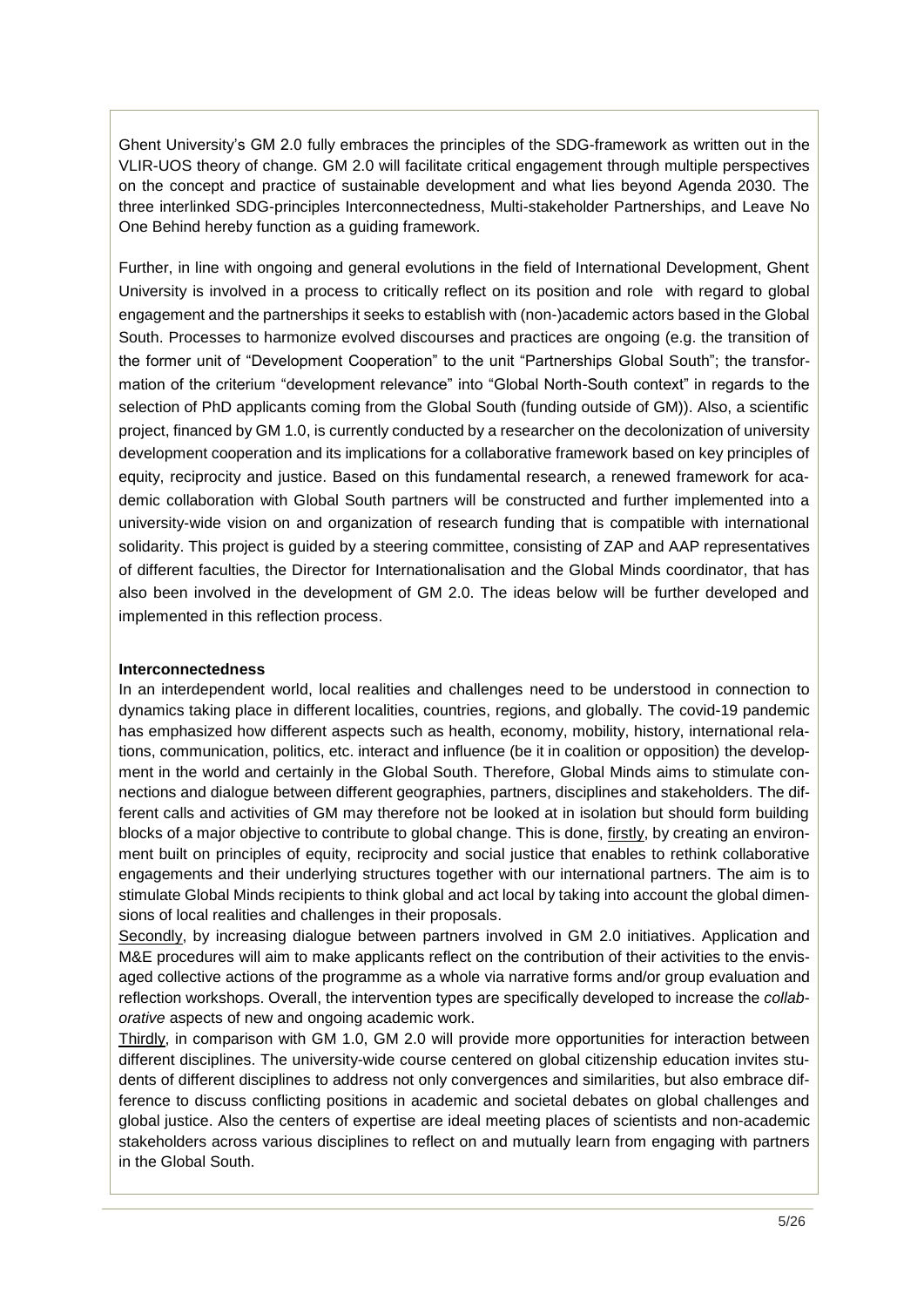Ghent University's GM 2.0 fully embraces the principles of the SDG-framework as written out in the VLIR-UOS theory of change. GM 2.0 will facilitate critical engagement through multiple perspectives on the concept and practice of sustainable development and what lies beyond Agenda 2030. The three interlinked SDG-principles Interconnectedness, Multi-stakeholder Partnerships, and Leave No One Behind hereby function as a guiding framework.

Further, in line with ongoing and general evolutions in the field of International Development, Ghent University is involved in a process to critically reflect on its position and role with regard to global engagement and the partnerships it seeks to establish with (non-)academic actors based in the Global South. Processes to harmonize evolved discourses and practices are ongoing (e.g. the transition of the former unit of "Development Cooperation" to the unit "Partnerships Global South"; the transformation of the criterium "development relevance" into "Global North-South context" in regards to the selection of PhD applicants coming from the Global South (funding outside of GM)). Also, a scientific project, financed by GM 1.0, is currently conducted by a researcher on the decolonization of university development cooperation and its implications for a collaborative framework based on key principles of equity, reciprocity and justice. Based on this fundamental research, a renewed framework for academic collaboration with Global South partners will be constructed and further implemented into a university-wide vision on and organization of research funding that is compatible with international solidarity. This project is guided by a steering committee, consisting of ZAP and AAP representatives of different faculties, the Director for Internationalisation and the Global Minds coordinator, that has also been involved in the development of GM 2.0. The ideas below will be further developed and implemented in this reflection process.

**Interconnectedness**

In an interdependent world, local realities and challenges need to be understood in connection to dynamics taking place in different localities, countries, regions, and globally. The covid-19 pandemic has emphasized how different aspects such as health, economy, mobility, history, international relations, communication, politics, etc. interact and influence (be it in coalition or opposition) the development in the world and certainly in the Global South. Therefore, Global Minds aims to stimulate connections and dialogue between different geographies, partners, disciplines and stakeholders. The different calls and activities of GM may therefore not be looked at in isolation but should form building blocks of a major objective to contribute to global change. This is done, firstly, by creating an environment built on principles of equity, reciprocity and social justice that enables to rethink collaborative engagements and their underlying structures together with our international partners. The aim is to stimulate Global Minds recipients to think global and act local by taking into account the global dimensions of local realities and challenges in their proposals.

Secondly, by increasing dialogue between partners involved in GM 2.0 initiatives. Application and M&E procedures will aim to make applicants reflect on the contribution of their activities to the envisaged collective actions of the programme as a whole via narrative forms and/or group evaluation and reflection workshops. Overall, the intervention types are specifically developed to increase the *collaborative* aspects of new and ongoing academic work.

Thirdly, in comparison with GM 1.0, GM 2.0 will provide more opportunities for interaction between different disciplines. The university-wide course centered on global citizenship education invites students of different disciplines to address not only convergences and similarities, but also embrace difference to discuss conflicting positions in academic and societal debates on global challenges and global justice. Also the centers of expertise are ideal meeting places of scientists and non-academic stakeholders across various disciplines to reflect on and mutually learn from engaging with partners in the Global South.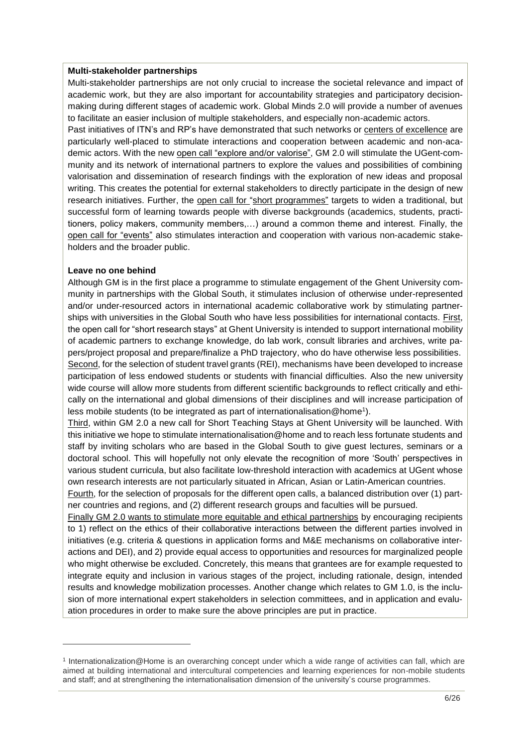**Multi-stakeholder partnerships**

Multi-stakeholder partnerships are not only crucial to increase the societal relevance and impact of academic work, but they are also important for accountability strategies and participatory decision-making during different stages of academic work. Global Minds 2.0 will provide a number of avenues to facilitate an easier inclusion of multiple stakeholders, and especially non-academic actors.

Past initiatives of ITN's and RP's have demonstrated that such networks or centers of excellence are particularly well-placed to stimulate interactions and cooperation between academic and non-academic actors. With the new open call "explore and/or valorise", GM 2.0 will stimulate the UGent-community and its network of international partners to explore the values and possibilities of combining valorisation and dissemination of research findings with the exploration of new ideas and proposal writing. This creates the potential for external stakeholders to directly participate in the design of new research initiatives. Further, the open call for "short programmes" targets to widen a traditional, but successful form of learning towards people with diverse backgrounds (academics, students, practitioners, policy makers, community members,…) around a common theme and interest. Finally, the open call for "events" also stimulates interaction and cooperation with various non-academic stakeholders and the broader public.

**Leave no one behind**

Although GM is in the first place a programme to stimulate engagement of the Ghent University community in partnerships with the Global South, it stimulates inclusion of otherwise under-represented and/or under-resourced actors in international academic collaborative work by stimulating partnerships with universities in the Global South who have less possibilities for international contacts. First, the open call for "short research stays" at Ghent University is intended to support international mobility of academic partners to exchange knowledge, do lab work, consult libraries and archives, write papers/project proposal and prepare/finalize a PhD trajectory, who do have otherwise less possibilities.

Second, for the selection of student travel grants (REI), mechanisms have been developed to increase participation of less endowed students or students with financial difficulties. Also the new university wide course will allow more students from different scientific backgrounds to reflect critically and ethically on the international and global dimensions of their disciplines and will increase participation of less mobile students (to be integrated as part of internationalisation@home[1]).

Third, within GM 2.0 a new call for Short Teaching Stays at Ghent University will be launched. With this initiative we hope to stimulate internationalisation@home and to reach less fortunate students and staff by inviting scholars who are based in the Global South to give guest lectures, seminars or a doctoral school. This will hopefully not only elevate the recognition of more 'South' perspectives in various student curricula, but also facilitate low-threshold interaction with academics at UGent whose own research interests are not particularly situated in African, Asian or Latin-American countries.

Fourth, for the selection of proposals for the different open calls, a balanced distribution over (1) partner countries and regions, and (2) different research groups and faculties will be pursued.

Finally GM 2.0 wants to stimulate more equitable and ethical partnerships by encouraging recipients to 1) reflect on the ethics of their collaborative interactions between the different parties involved in initiatives (e.g. criteria & questions in application forms and M&E mechanisms on collaborative interactions and DEI), and 2) provide equal access to opportunities and resources for marginalized people who might otherwise be excluded. Concretely, this means that grantees are for example requested to integrate equity and inclusion in various stages of the project, including rationale, design, intended results and knowledge mobilization processes. Another change which relates to GM 1.0, is the inclusion of more international expert stakeholders in selection committees, and in application and evaluation procedures in order to make sure the above principles are put in practice.

---

[1] Internationalization@Home is an overarching concept under which a wide range of activities can fall, which are aimed at building international and intercultural competencies and learning experiences for non-mobile students and staff; and at strengthening the internationalisation dimension of the university's course programmes.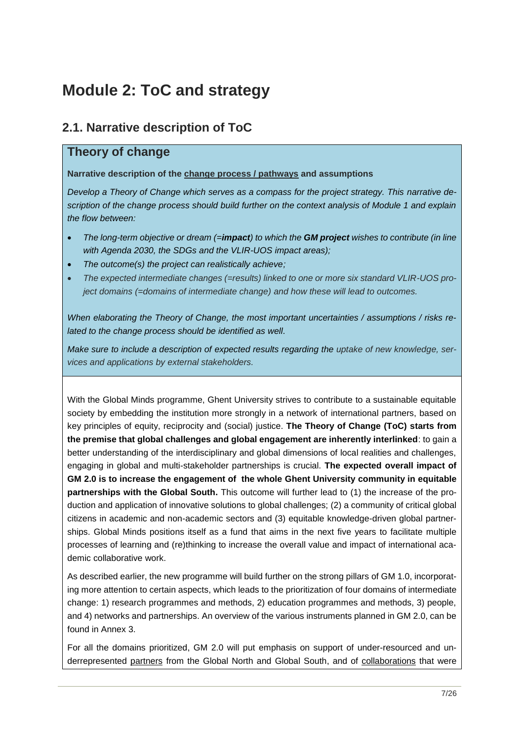# Module 2: ToC and strategy

## 2.1. Narrative description of ToC

### Theory of change

**Narrative description of the change process / pathways and assumptions**

*Develop a Theory of Change which serves as a compass for the project strategy. This narrative description of the change process should build further on the context analysis of Module 1 and explain the flow between:*

- *The long-term objective or dream (=**impact**) to which the **GM project** wishes to contribute (in line with Agenda 2030, the SDGs and the VLIR-UOS impact areas);*
- *The outcome(s) the project can realistically achieve;*
- *The expected intermediate changes (=results) linked to one or more six standard VLIR-UOS project domains (=domains of intermediate change) and how these will lead to outcomes.*

*When elaborating the Theory of Change, the most important uncertainties / assumptions / risks related to the change process should be identified as well.*

*Make sure to include a description of expected results regarding the uptake of new knowledge, services and applications by external stakeholders.*

With the Global Minds programme, Ghent University strives to contribute to a sustainable equitable society by embedding the institution more strongly in a network of international partners, based on key principles of equity, reciprocity and (social) justice. **The Theory of Change (ToC) starts from the premise that global challenges and global engagement are inherently interlinked**: to gain a better understanding of the interdisciplinary and global dimensions of local realities and challenges, engaging in global and multi-stakeholder partnerships is crucial. **The expected overall impact of GM 2.0 is to increase the engagement of the whole Ghent University community in equitable partnerships with the Global South.** This outcome will further lead to (1) the increase of the production and application of innovative solutions to global challenges; (2) a community of critical global citizens in academic and non-academic sectors and (3) equitable knowledge-driven global partnerships. Global Minds positions itself as a fund that aims in the next five years to facilitate multiple processes of learning and (re)thinking to increase the overall value and impact of international academic collaborative work.

As described earlier, the new programme will build further on the strong pillars of GM 1.0, incorporating more attention to certain aspects, which leads to the prioritization of four domains of intermediate change: 1) research programmes and methods, 2) education programmes and methods, 3) people, and 4) networks and partnerships. An overview of the various instruments planned in GM 2.0, can be found in Annex 3.

For all the domains prioritized, GM 2.0 will put emphasis on support of under-resourced and underrepresented partners from the Global North and Global South, and of collaborations that were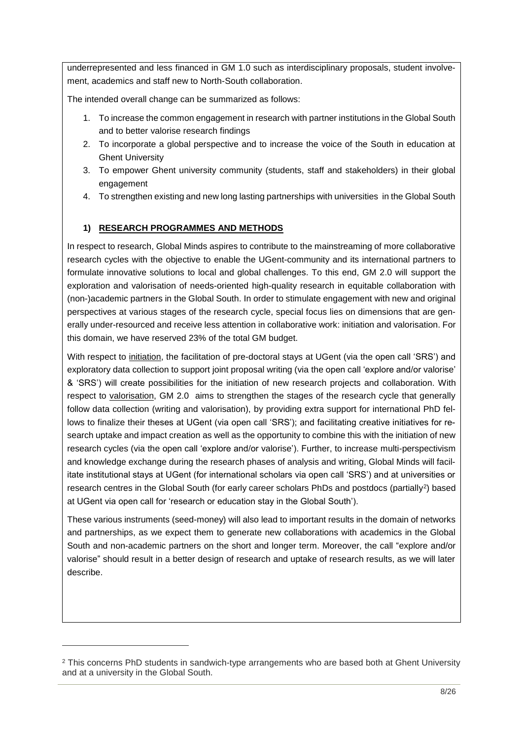underrepresented and less financed in GM 1.0 such as interdisciplinary proposals, student involvement, academics and staff new to North-South collaboration.

The intended overall change can be summarized as follows:

1. To increase the common engagement in research with partner institutions in the Global South and to better valorise research findings
2. To incorporate a global perspective and to increase the voice of the South in education at Ghent University
3. To empower Ghent university community (students, staff and stakeholders) in their global engagement
4. To strengthen existing and new long lasting partnerships with universities in the Global South

## 1) RESEARCH PROGRAMMES AND METHODS

In respect to research, Global Minds aspires to contribute to the mainstreaming of more collaborative research cycles with the objective to enable the UGent-community and its international partners to formulate innovative solutions to local and global challenges. To this end, GM 2.0 will support the exploration and valorisation of needs-oriented high-quality research in equitable collaboration with (non-)academic partners in the Global South. In order to stimulate engagement with new and original perspectives at various stages of the research cycle, special focus lies on dimensions that are generally under-resourced and receive less attention in collaborative work: initiation and valorisation. For this domain, we have reserved 23% of the total GM budget.

With respect to initiation, the facilitation of pre-doctoral stays at UGent (via the open call 'SRS') and exploratory data collection to support joint proposal writing (via the open call 'explore and/or valorise' & 'SRS') will create possibilities for the initiation of new research projects and collaboration. With respect to valorisation, GM 2.0 aims to strengthen the stages of the research cycle that generally follow data collection (writing and valorisation), by providing extra support for international PhD fellows to finalize their theses at UGent (via open call 'SRS'); and facilitating creative initiatives for research uptake and impact creation as well as the opportunity to combine this with the initiation of new research cycles (via the open call 'explore and/or valorise'). Further, to increase multi-perspectivism and knowledge exchange during the research phases of analysis and writing, Global Minds will facilitate institutional stays at UGent (for international scholars via open call 'SRS') and at universities or research centres in the Global South (for early career scholars PhDs and postdocs (partially[2]) based at UGent via open call for 'research or education stay in the Global South').

These various instruments (seed-money) will also lead to important results in the domain of networks and partnerships, as we expect them to generate new collaborations with academics in the Global South and non-academic partners on the short and longer term. Moreover, the call "explore and/or valorise" should result in a better design of research and uptake of research results, as we will later describe.

[2] This concerns PhD students in sandwich-type arrangements who are based both at Ghent University and at a university in the Global South.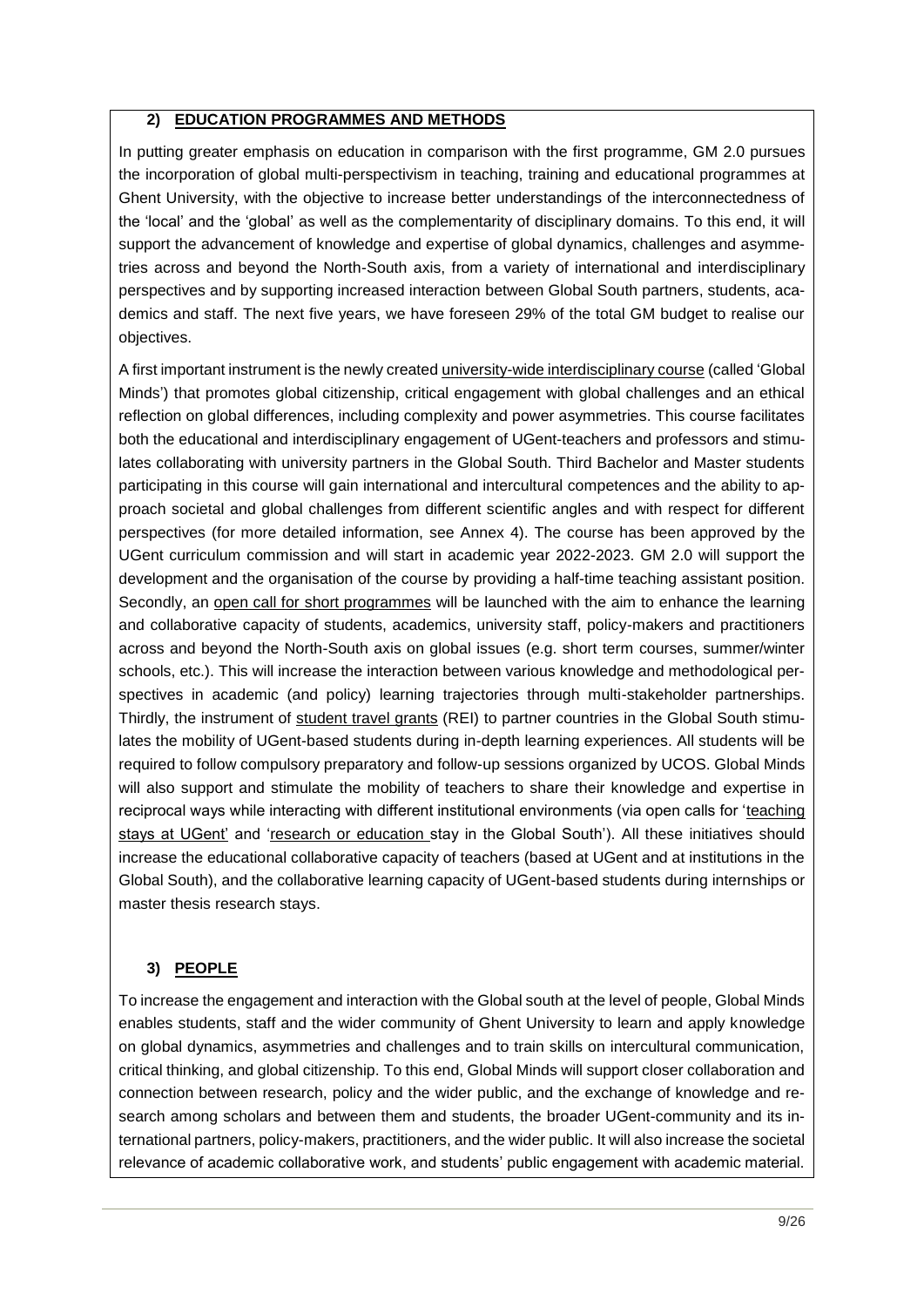## 2) EDUCATION PROGRAMMES AND METHODS

In putting greater emphasis on education in comparison with the first programme, GM 2.0 pursues the incorporation of global multi-perspectivism in teaching, training and educational programmes at Ghent University, with the objective to increase better understandings of the interconnectedness of the 'local' and the 'global' as well as the complementarity of disciplinary domains. To this end, it will support the advancement of knowledge and expertise of global dynamics, challenges and asymmetries across and beyond the North-South axis, from a variety of international and interdisciplinary perspectives and by supporting increased interaction between Global South partners, students, academics and staff. The next five years, we have foreseen 29% of the total GM budget to realise our objectives.

A first important instrument is the newly created university-wide interdisciplinary course (called 'Global Minds') that promotes global citizenship, critical engagement with global challenges and an ethical reflection on global differences, including complexity and power asymmetries. This course facilitates both the educational and interdisciplinary engagement of UGent-teachers and professors and stimulates collaborating with university partners in the Global South. Third Bachelor and Master students participating in this course will gain international and intercultural competences and the ability to approach societal and global challenges from different scientific angles and with respect for different perspectives (for more detailed information, see Annex 4). The course has been approved by the UGent curriculum commission and will start in academic year 2022-2023. GM 2.0 will support the development and the organisation of the course by providing a half-time teaching assistant position. Secondly, an open call for short programmes will be launched with the aim to enhance the learning and collaborative capacity of students, academics, university staff, policy-makers and practitioners across and beyond the North-South axis on global issues (e.g. short term courses, summer/winter schools, etc.). This will increase the interaction between various knowledge and methodological perspectives in academic (and policy) learning trajectories through multi-stakeholder partnerships. Thirdly, the instrument of student travel grants (REI) to partner countries in the Global South stimulates the mobility of UGent-based students during in-depth learning experiences. All students will be required to follow compulsory preparatory and follow-up sessions organized by UCOS. Global Minds will also support and stimulate the mobility of teachers to share their knowledge and expertise in reciprocal ways while interacting with different institutional environments (via open calls for 'teaching stays at UGent' and 'research or education stay in the Global South'). All these initiatives should increase the educational collaborative capacity of teachers (based at UGent and at institutions in the Global South), and the collaborative learning capacity of UGent-based students during internships or master thesis research stays.

## 3) PEOPLE

To increase the engagement and interaction with the Global south at the level of people, Global Minds enables students, staff and the wider community of Ghent University to learn and apply knowledge on global dynamics, asymmetries and challenges and to train skills on intercultural communication, critical thinking, and global citizenship. To this end, Global Minds will support closer collaboration and connection between research, policy and the wider public, and the exchange of knowledge and research among scholars and between them and students, the broader UGent-community and its international partners, policy-makers, practitioners, and the wider public. It will also increase the societal relevance of academic collaborative work, and students' public engagement with academic material.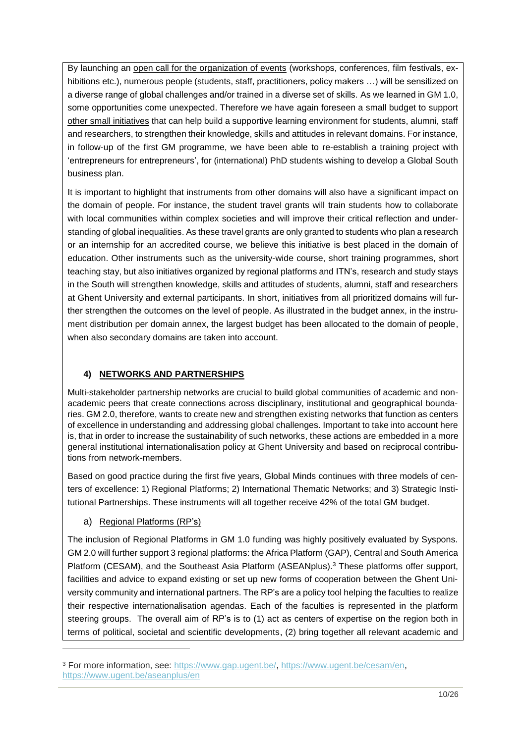By launching an open call for the organization of events (workshops, conferences, film festivals, exhibitions etc.), numerous people (students, staff, practitioners, policy makers …) will be sensitized on a diverse range of global challenges and/or trained in a diverse set of skills. As we learned in GM 1.0, some opportunities come unexpected. Therefore we have again foreseen a small budget to support other small initiatives that can help build a supportive learning environment for students, alumni, staff and researchers, to strengthen their knowledge, skills and attitudes in relevant domains. For instance, in follow-up of the first GM programme, we have been able to re-establish a training project with 'entrepreneurs for entrepreneurs', for (international) PhD students wishing to develop a Global South business plan.

It is important to highlight that instruments from other domains will also have a significant impact on the domain of people. For instance, the student travel grants will train students how to collaborate with local communities within complex societies and will improve their critical reflection and understanding of global inequalities. As these travel grants are only granted to students who plan a research or an internship for an accredited course, we believe this initiative is best placed in the domain of education. Other instruments such as the university-wide course, short training programmes, short teaching stay, but also initiatives organized by regional platforms and ITN's, research and study stays in the South will strengthen knowledge, skills and attitudes of students, alumni, staff and researchers at Ghent University and external participants. In short, initiatives from all prioritized domains will further strengthen the outcomes on the level of people. As illustrated in the budget annex, in the instrument distribution per domain annex, the largest budget has been allocated to the domain of people, when also secondary domains are taken into account.

## 4) NETWORKS AND PARTNERSHIPS

Multi-stakeholder partnership networks are crucial to build global communities of academic and non-academic peers that create connections across disciplinary, institutional and geographical boundaries. GM 2.0, therefore, wants to create new and strengthen existing networks that function as centers of excellence in understanding and addressing global challenges. Important to take into account here is, that in order to increase the sustainability of such networks, these actions are embedded in a more general institutional internationalisation policy at Ghent University and based on reciprocal contributions from network-members.

Based on good practice during the first five years, Global Minds continues with three models of centers of excellence: 1) Regional Platforms; 2) International Thematic Networks; and 3) Strategic Institutional Partnerships. These instruments will all together receive 42% of the total GM budget.

### a) Regional Platforms (RP's)

The inclusion of Regional Platforms in GM 1.0 funding was highly positively evaluated by Syspons. GM 2.0 will further support 3 regional platforms: the Africa Platform (GAP), Central and South America Platform (CESAM), and the Southeast Asia Platform (ASEANplus).[3] These platforms offer support, facilities and advice to expand existing or set up new forms of cooperation between the Ghent University community and international partners. The RP's are a policy tool helping the faculties to realize their respective internationalisation agendas. Each of the faculties is represented in the platform steering groups. The overall aim of RP's is to (1) act as centers of expertise on the region both in terms of political, societal and scientific developments, (2) bring together all relevant academic and

[3] For more information, see: https://www.gap.ugent.be/, https://www.ugent.be/cesam/en, https://www.ugent.be/aseanplus/en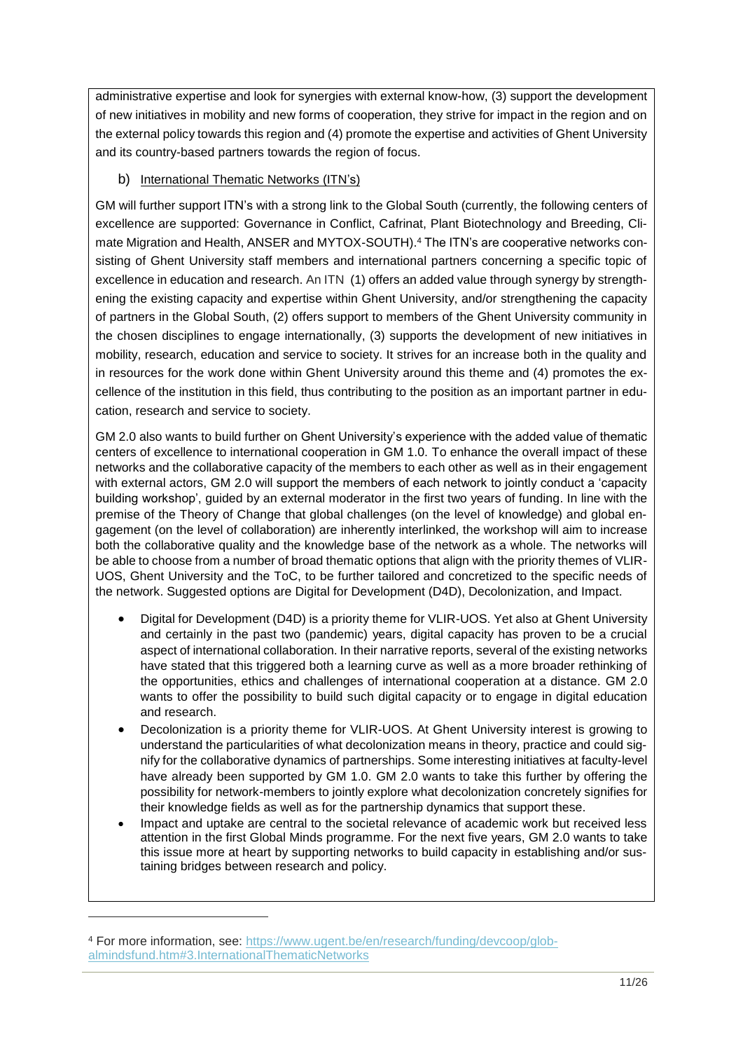administrative expertise and look for synergies with external know-how, (3) support the development of new initiatives in mobility and new forms of cooperation, they strive for impact in the region and on the external policy towards this region and (4) promote the expertise and activities of Ghent University and its country-based partners towards the region of focus.

b) International Thematic Networks (ITN's)

GM will further support ITN's with a strong link to the Global South (currently, the following centers of excellence are supported: Governance in Conflict, Cafrinat, Plant Biotechnology and Breeding, Climate Migration and Health, ANSER and MYTOX-SOUTH).[4] The ITN's are cooperative networks consisting of Ghent University staff members and international partners concerning a specific topic of excellence in education and research. An ITN (1) offers an added value through synergy by strengthening the existing capacity and expertise within Ghent University, and/or strengthening the capacity of partners in the Global South, (2) offers support to members of the Ghent University community in the chosen disciplines to engage internationally, (3) supports the development of new initiatives in mobility, research, education and service to society. It strives for an increase both in the quality and in resources for the work done within Ghent University around this theme and (4) promotes the excellence of the institution in this field, thus contributing to the position as an important partner in education, research and service to society.

GM 2.0 also wants to build further on Ghent University's experience with the added value of thematic centers of excellence to international cooperation in GM 1.0. To enhance the overall impact of these networks and the collaborative capacity of the members to each other as well as in their engagement with external actors, GM 2.0 will support the members of each network to jointly conduct a 'capacity building workshop', guided by an external moderator in the first two years of funding. In line with the premise of the Theory of Change that global challenges (on the level of knowledge) and global engagement (on the level of collaboration) are inherently interlinked, the workshop will aim to increase both the collaborative quality and the knowledge base of the network as a whole. The networks will be able to choose from a number of broad thematic options that align with the priority themes of VLIR-UOS, Ghent University and the ToC, to be further tailored and concretized to the specific needs of the network. Suggested options are Digital for Development (D4D), Decolonization, and Impact.

- Digital for Development (D4D) is a priority theme for VLIR-UOS. Yet also at Ghent University and certainly in the past two (pandemic) years, digital capacity has proven to be a crucial aspect of international collaboration. In their narrative reports, several of the existing networks have stated that this triggered both a learning curve as well as a more broader rethinking of the opportunities, ethics and challenges of international cooperation at a distance. GM 2.0 wants to offer the possibility to build such digital capacity or to engage in digital education and research.
- Decolonization is a priority theme for VLIR-UOS. At Ghent University interest is growing to understand the particularities of what decolonization means in theory, practice and could signify for the collaborative dynamics of partnerships. Some interesting initiatives at faculty-level have already been supported by GM 1.0. GM 2.0 wants to take this further by offering the possibility for network-members to jointly explore what decolonization concretely signifies for their knowledge fields as well as for the partnership dynamics that support these.
- Impact and uptake are central to the societal relevance of academic work but received less attention in the first Global Minds programme. For the next five years, GM 2.0 wants to take this issue more at heart by supporting networks to build capacity in establishing and/or sustaining bridges between research and policy.

[4] For more information, see: https://www.ugent.be/en/research/funding/devcoop/globalmindsfund.htm#3.InternationalThematicNetworks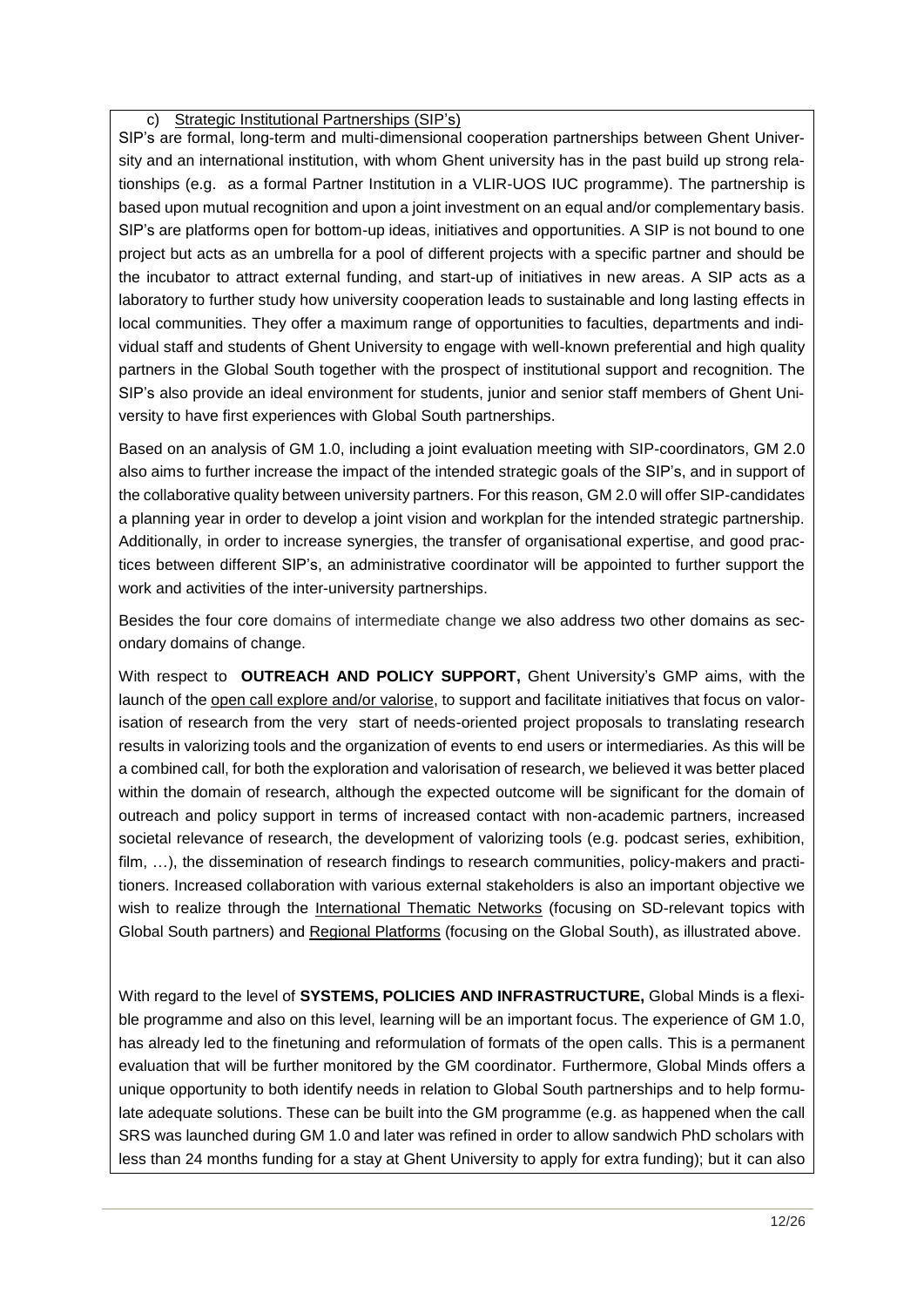c) Strategic Institutional Partnerships (SIP's)

SIP's are formal, long-term and multi-dimensional cooperation partnerships between Ghent University and an international institution, with whom Ghent university has in the past build up strong relationships (e.g. as a formal Partner Institution in a VLIR-UOS IUC programme). The partnership is based upon mutual recognition and upon a joint investment on an equal and/or complementary basis. SIP's are platforms open for bottom-up ideas, initiatives and opportunities. A SIP is not bound to one project but acts as an umbrella for a pool of different projects with a specific partner and should be the incubator to attract external funding, and start-up of initiatives in new areas. A SIP acts as a laboratory to further study how university cooperation leads to sustainable and long lasting effects in local communities. They offer a maximum range of opportunities to faculties, departments and individual staff and students of Ghent University to engage with well-known preferential and high quality partners in the Global South together with the prospect of institutional support and recognition. The SIP's also provide an ideal environment for students, junior and senior staff members of Ghent University to have first experiences with Global South partnerships.

Based on an analysis of GM 1.0, including a joint evaluation meeting with SIP-coordinators, GM 2.0 also aims to further increase the impact of the intended strategic goals of the SIP's, and in support of the collaborative quality between university partners. For this reason, GM 2.0 will offer SIP-candidates a planning year in order to develop a joint vision and workplan for the intended strategic partnership. Additionally, in order to increase synergies, the transfer of organisational expertise, and good practices between different SIP's, an administrative coordinator will be appointed to further support the work and activities of the inter-university partnerships.

Besides the four core domains of intermediate change we also address two other domains as secondary domains of change.

With respect to **OUTREACH AND POLICY SUPPORT,** Ghent University's GMP aims, with the launch of the open call explore and/or valorise, to support and facilitate initiatives that focus on valorisation of research from the very start of needs-oriented project proposals to translating research results in valorizing tools and the organization of events to end users or intermediaries. As this will be a combined call, for both the exploration and valorisation of research, we believed it was better placed within the domain of research, although the expected outcome will be significant for the domain of outreach and policy support in terms of increased contact with non-academic partners, increased societal relevance of research, the development of valorizing tools (e.g. podcast series, exhibition, film, …), the dissemination of research findings to research communities, policy-makers and practitioners. Increased collaboration with various external stakeholders is also an important objective we wish to realize through the International Thematic Networks (focusing on SD-relevant topics with Global South partners) and Regional Platforms (focusing on the Global South), as illustrated above.

With regard to the level of **SYSTEMS, POLICIES AND INFRASTRUCTURE,** Global Minds is a flexible programme and also on this level, learning will be an important focus. The experience of GM 1.0, has already led to the finetuning and reformulation of formats of the open calls. This is a permanent evaluation that will be further monitored by the GM coordinator. Furthermore, Global Minds offers a unique opportunity to both identify needs in relation to Global South partnerships and to help formulate adequate solutions. These can be built into the GM programme (e.g. as happened when the call SRS was launched during GM 1.0 and later was refined in order to allow sandwich PhD scholars with less than 24 months funding for a stay at Ghent University to apply for extra funding); but it can also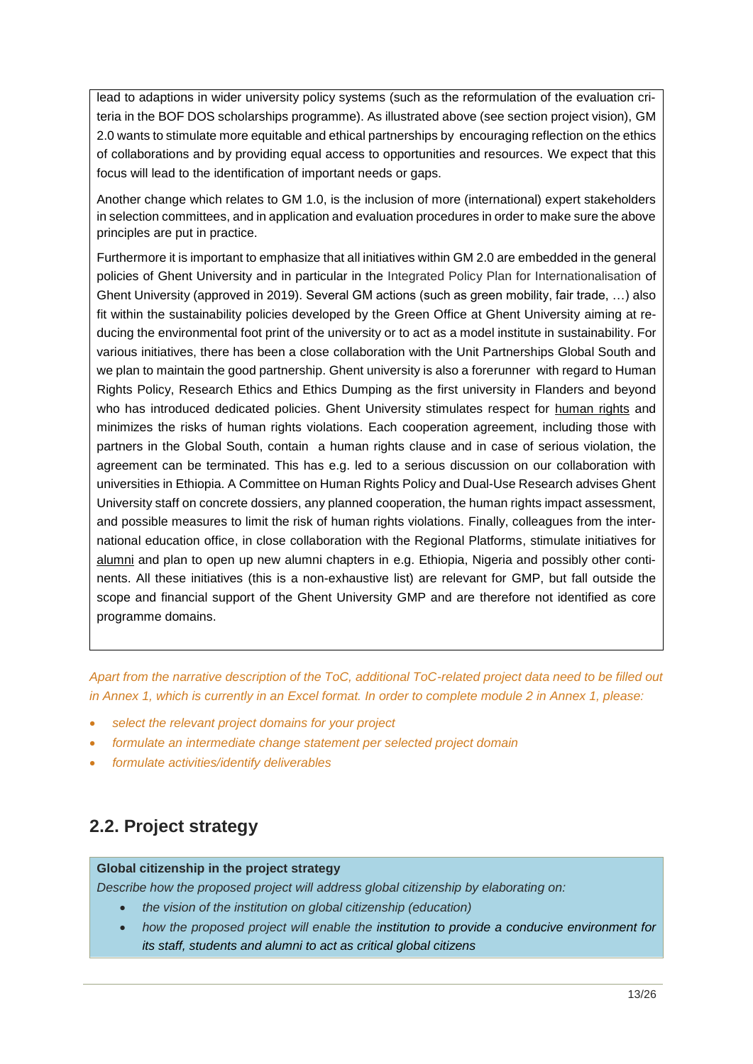lead to adaptions in wider university policy systems (such as the reformulation of the evaluation criteria in the BOF DOS scholarships programme). As illustrated above (see section project vision), GM 2.0 wants to stimulate more equitable and ethical partnerships by encouraging reflection on the ethics of collaborations and by providing equal access to opportunities and resources. We expect that this focus will lead to the identification of important needs or gaps.

Another change which relates to GM 1.0, is the inclusion of more (international) expert stakeholders in selection committees, and in application and evaluation procedures in order to make sure the above principles are put in practice.

Furthermore it is important to emphasize that all initiatives within GM 2.0 are embedded in the general policies of Ghent University and in particular in the Integrated Policy Plan for Internationalisation of Ghent University (approved in 2019). Several GM actions (such as green mobility, fair trade, …) also fit within the sustainability policies developed by the Green Office at Ghent University aiming at reducing the environmental foot print of the university or to act as a model institute in sustainability. For various initiatives, there has been a close collaboration with the Unit Partnerships Global South and we plan to maintain the good partnership. Ghent university is also a forerunner with regard to Human Rights Policy, Research Ethics and Ethics Dumping as the first university in Flanders and beyond who has introduced dedicated policies. Ghent University stimulates respect for human rights and minimizes the risks of human rights violations. Each cooperation agreement, including those with partners in the Global South, contain a human rights clause and in case of serious violation, the agreement can be terminated. This has e.g. led to a serious discussion on our collaboration with universities in Ethiopia. A Committee on Human Rights Policy and Dual-Use Research advises Ghent University staff on concrete dossiers, any planned cooperation, the human rights impact assessment, and possible measures to limit the risk of human rights violations. Finally, colleagues from the international education office, in close collaboration with the Regional Platforms, stimulate initiatives for alumni and plan to open up new alumni chapters in e.g. Ethiopia, Nigeria and possibly other continents. All these initiatives (this is a non-exhaustive list) are relevant for GMP, but fall outside the scope and financial support of the Ghent University GMP and are therefore not identified as core programme domains.

*Apart from the narrative description of the ToC, additional ToC-related project data need to be filled out in Annex 1, which is currently in an Excel format. In order to complete module 2 in Annex 1, please:*

- *select the relevant project domains for your project*
- *formulate an intermediate change statement per selected project domain*
- *formulate activities/identify deliverables*

## 2.2. Project strategy

**Global citizenship in the project strategy**

*Describe how the proposed project will address global citizenship by elaborating on:*

- *the vision of the institution on global citizenship (education)*
- *how the proposed project will enable the institution to provide a conducive environment for its staff, students and alumni to act as critical global citizens*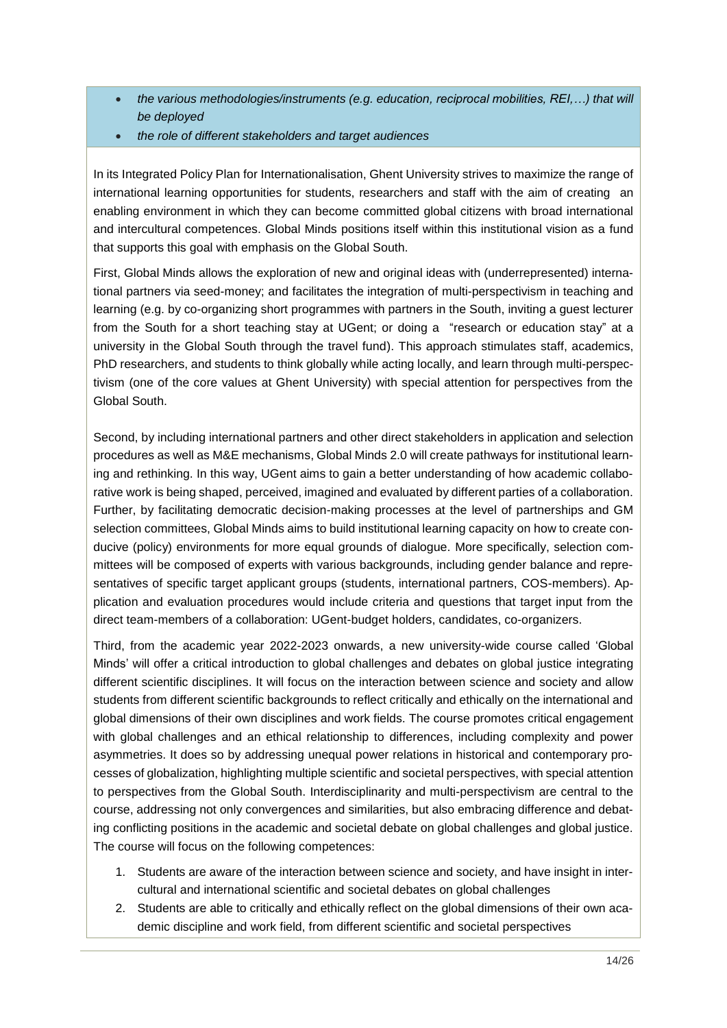- *the various methodologies/instruments (e.g. education, reciprocal mobilities, REI,…) that will be deployed*
- *the role of different stakeholders and target audiences*

In its Integrated Policy Plan for Internationalisation, Ghent University strives to maximize the range of international learning opportunities for students, researchers and staff with the aim of creating an enabling environment in which they can become committed global citizens with broad international and intercultural competences. Global Minds positions itself within this institutional vision as a fund that supports this goal with emphasis on the Global South.

First, Global Minds allows the exploration of new and original ideas with (underrepresented) international partners via seed-money; and facilitates the integration of multi-perspectivism in teaching and learning (e.g. by co-organizing short programmes with partners in the South, inviting a guest lecturer from the South for a short teaching stay at UGent; or doing a "research or education stay" at a university in the Global South through the travel fund). This approach stimulates staff, academics, PhD researchers, and students to think globally while acting locally, and learn through multi-perspectivism (one of the core values at Ghent University) with special attention for perspectives from the Global South.

Second, by including international partners and other direct stakeholders in application and selection procedures as well as M&E mechanisms, Global Minds 2.0 will create pathways for institutional learning and rethinking. In this way, UGent aims to gain a better understanding of how academic collaborative work is being shaped, perceived, imagined and evaluated by different parties of a collaboration. Further, by facilitating democratic decision-making processes at the level of partnerships and GM selection committees, Global Minds aims to build institutional learning capacity on how to create conducive (policy) environments for more equal grounds of dialogue. More specifically, selection committees will be composed of experts with various backgrounds, including gender balance and representatives of specific target applicant groups (students, international partners, COS-members). Application and evaluation procedures would include criteria and questions that target input from the direct team-members of a collaboration: UGent-budget holders, candidates, co-organizers.

Third, from the academic year 2022-2023 onwards, a new university-wide course called 'Global Minds' will offer a critical introduction to global challenges and debates on global justice integrating different scientific disciplines. It will focus on the interaction between science and society and allow students from different scientific backgrounds to reflect critically and ethically on the international and global dimensions of their own disciplines and work fields. The course promotes critical engagement with global challenges and an ethical relationship to differences, including complexity and power asymmetries. It does so by addressing unequal power relations in historical and contemporary processes of globalization, highlighting multiple scientific and societal perspectives, with special attention to perspectives from the Global South. Interdisciplinarity and multi-perspectivism are central to the course, addressing not only convergences and similarities, but also embracing difference and debating conflicting positions in the academic and societal debate on global challenges and global justice. The course will focus on the following competences:

1. Students are aware of the interaction between science and society, and have insight in intercultural and international scientific and societal debates on global challenges
2. Students are able to critically and ethically reflect on the global dimensions of their own academic discipline and work field, from different scientific and societal perspectives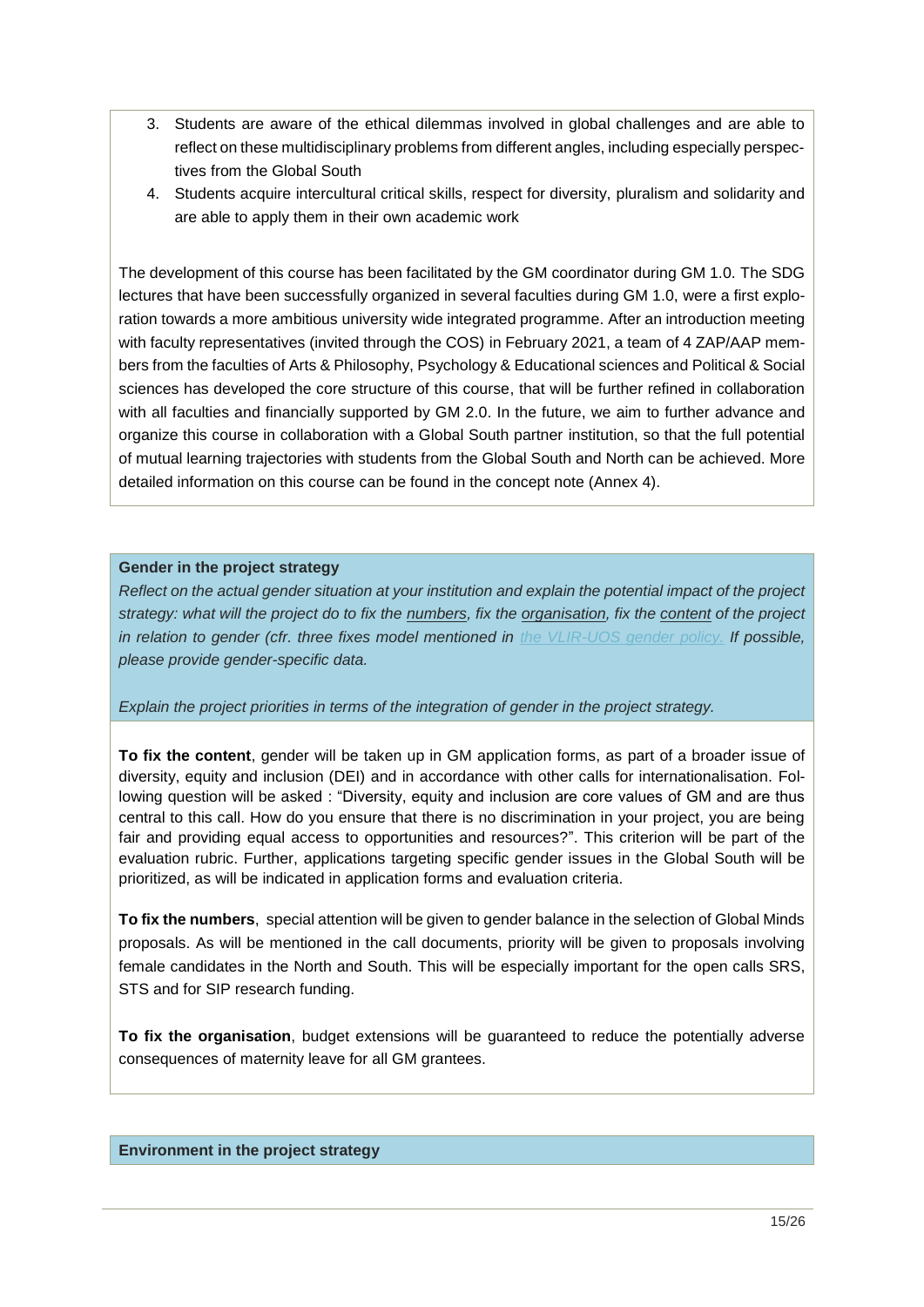3. Students are aware of the ethical dilemmas involved in global challenges and are able to reflect on these multidisciplinary problems from different angles, including especially perspectives from the Global South
4. Students acquire intercultural critical skills, respect for diversity, pluralism and solidarity and are able to apply them in their own academic work

The development of this course has been facilitated by the GM coordinator during GM 1.0. The SDG lectures that have been successfully organized in several faculties during GM 1.0, were a first exploration towards a more ambitious university wide integrated programme. After an introduction meeting with faculty representatives (invited through the COS) in February 2021, a team of 4 ZAP/AAP members from the faculties of Arts & Philosophy, Psychology & Educational sciences and Political & Social sciences has developed the core structure of this course, that will be further refined in collaboration with all faculties and financially supported by GM 2.0. In the future, we aim to further advance and organize this course in collaboration with a Global South partner institution, so that the full potential of mutual learning trajectories with students from the Global South and North can be achieved. More detailed information on this course can be found in the concept note (Annex 4).

**Gender in the project strategy**

*Reflect on the actual gender situation at your institution and explain the potential impact of the project strategy: what will the project do to fix the numbers, fix the organisation, fix the content of the project in relation to gender (cfr. three fixes model mentioned in the VLIR-UOS gender policy. If possible, please provide gender-specific data.*

*Explain the project priorities in terms of the integration of gender in the project strategy.*

**To fix the content**, gender will be taken up in GM application forms, as part of a broader issue of diversity, equity and inclusion (DEI) and in accordance with other calls for internationalisation. Following question will be asked : "Diversity, equity and inclusion are core values of GM and are thus central to this call. How do you ensure that there is no discrimination in your project, you are being fair and providing equal access to opportunities and resources?". This criterion will be part of the evaluation rubric. Further, applications targeting specific gender issues in the Global South will be prioritized, as will be indicated in application forms and evaluation criteria.

**To fix the numbers**, special attention will be given to gender balance in the selection of Global Minds proposals. As will be mentioned in the call documents, priority will be given to proposals involving female candidates in the North and South. This will be especially important for the open calls SRS, STS and for SIP research funding.

**To fix the organisation**, budget extensions will be guaranteed to reduce the potentially adverse consequences of maternity leave for all GM grantees.

**Environment in the project strategy**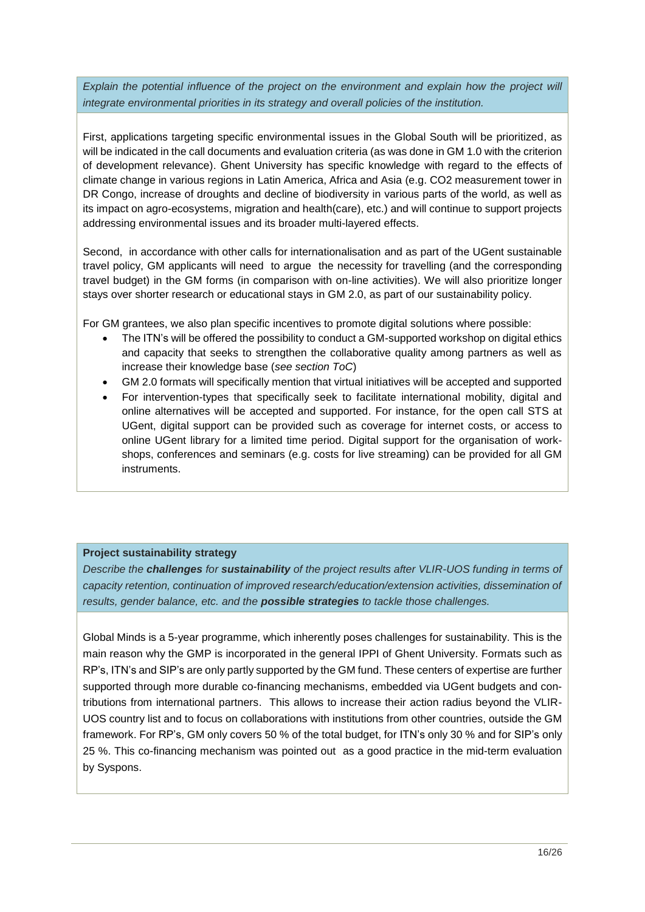*Explain the potential influence of the project on the environment and explain how the project will integrate environmental priorities in its strategy and overall policies of the institution.*

First, applications targeting specific environmental issues in the Global South will be prioritized, as will be indicated in the call documents and evaluation criteria (as was done in GM 1.0 with the criterion of development relevance). Ghent University has specific knowledge with regard to the effects of climate change in various regions in Latin America, Africa and Asia (e.g. CO2 measurement tower in DR Congo, increase of droughts and decline of biodiversity in various parts of the world, as well as its impact on agro-ecosystems, migration and health(care), etc.) and will continue to support projects addressing environmental issues and its broader multi-layered effects.

Second, in accordance with other calls for internationalisation and as part of the UGent sustainable travel policy, GM applicants will need to argue the necessity for travelling (and the corresponding travel budget) in the GM forms (in comparison with on-line activities). We will also prioritize longer stays over shorter research or educational stays in GM 2.0, as part of our sustainability policy.

For GM grantees, we also plan specific incentives to promote digital solutions where possible:

- The ITN's will be offered the possibility to conduct a GM-supported workshop on digital ethics and capacity that seeks to strengthen the collaborative quality among partners as well as increase their knowledge base (*see section ToC*)
- GM 2.0 formats will specifically mention that virtual initiatives will be accepted and supported
- For intervention-types that specifically seek to facilitate international mobility, digital and online alternatives will be accepted and supported. For instance, for the open call STS at UGent, digital support can be provided such as coverage for internet costs, or access to online UGent library for a limited time period. Digital support for the organisation of workshops, conferences and seminars (e.g. costs for live streaming) can be provided for all GM instruments.

**Project sustainability strategy**

*Describe the* ***challenges*** *for* ***sustainability*** *of the project results after VLIR-UOS funding in terms of capacity retention, continuation of improved research/education/extension activities, dissemination of results, gender balance, etc. and the* ***possible strategies*** *to tackle those challenges.*

Global Minds is a 5-year programme, which inherently poses challenges for sustainability. This is the main reason why the GMP is incorporated in the general IPPI of Ghent University. Formats such as RP's, ITN's and SIP's are only partly supported by the GM fund. These centers of expertise are further supported through more durable co-financing mechanisms, embedded via UGent budgets and contributions from international partners. This allows to increase their action radius beyond the VLIR-UOS country list and to focus on collaborations with institutions from other countries, outside the GM framework. For RP's, GM only covers 50 % of the total budget, for ITN's only 30 % and for SIP's only 25 %. This co-financing mechanism was pointed out as a good practice in the mid-term evaluation by Syspons.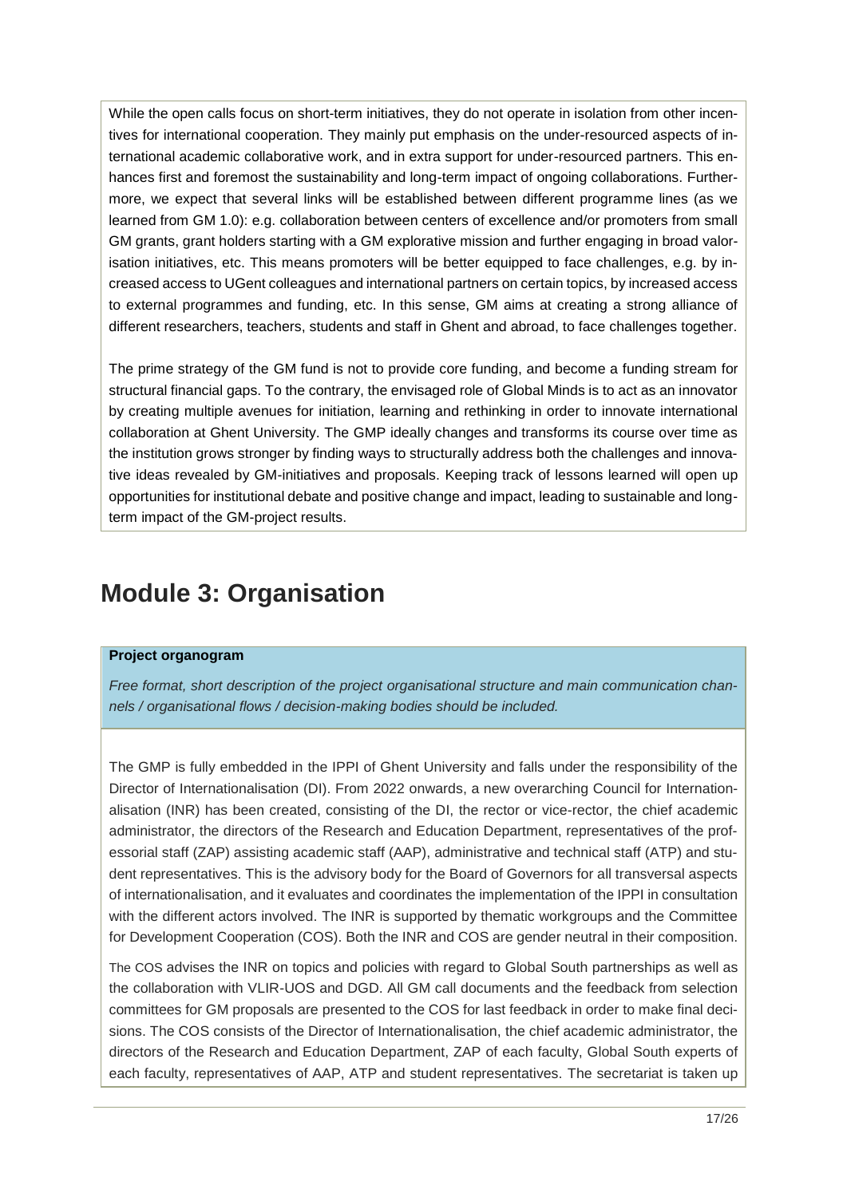While the open calls focus on short-term initiatives, they do not operate in isolation from other incentives for international cooperation. They mainly put emphasis on the under-resourced aspects of international academic collaborative work, and in extra support for under-resourced partners. This enhances first and foremost the sustainability and long-term impact of ongoing collaborations. Furthermore, we expect that several links will be established between different programme lines (as we learned from GM 1.0): e.g. collaboration between centers of excellence and/or promoters from small GM grants, grant holders starting with a GM explorative mission and further engaging in broad valorisation initiatives, etc. This means promoters will be better equipped to face challenges, e.g. by increased access to UGent colleagues and international partners on certain topics, by increased access to external programmes and funding, etc. In this sense, GM aims at creating a strong alliance of different researchers, teachers, students and staff in Ghent and abroad, to face challenges together.

The prime strategy of the GM fund is not to provide core funding, and become a funding stream for structural financial gaps. To the contrary, the envisaged role of Global Minds is to act as an innovator by creating multiple avenues for initiation, learning and rethinking in order to innovate international collaboration at Ghent University. The GMP ideally changes and transforms its course over time as the institution grows stronger by finding ways to structurally address both the challenges and innovative ideas revealed by GM-initiatives and proposals. Keeping track of lessons learned will open up opportunities for institutional debate and positive change and impact, leading to sustainable and long-term impact of the GM-project results.

# Module 3: Organisation

**Project organogram**

*Free format, short description of the project organisational structure and main communication channels / organisational flows / decision-making bodies should be included.*

The GMP is fully embedded in the IPPI of Ghent University and falls under the responsibility of the Director of Internationalisation (DI). From 2022 onwards, a new overarching Council for Internationalisation (INR) has been created, consisting of the DI, the rector or vice-rector, the chief academic administrator, the directors of the Research and Education Department, representatives of the professorial staff (ZAP) assisting academic staff (AAP), administrative and technical staff (ATP) and student representatives. This is the advisory body for the Board of Governors for all transversal aspects of internationalisation, and it evaluates and coordinates the implementation of the IPPI in consultation with the different actors involved. The INR is supported by thematic workgroups and the Committee for Development Cooperation (COS). Both the INR and COS are gender neutral in their composition.

The COS advises the INR on topics and policies with regard to Global South partnerships as well as the collaboration with VLIR-UOS and DGD. All GM call documents and the feedback from selection committees for GM proposals are presented to the COS for last feedback in order to make final decisions. The COS consists of the Director of Internationalisation, the chief academic administrator, the directors of the Research and Education Department, ZAP of each faculty, Global South experts of each faculty, representatives of AAP, ATP and student representatives. The secretariat is taken up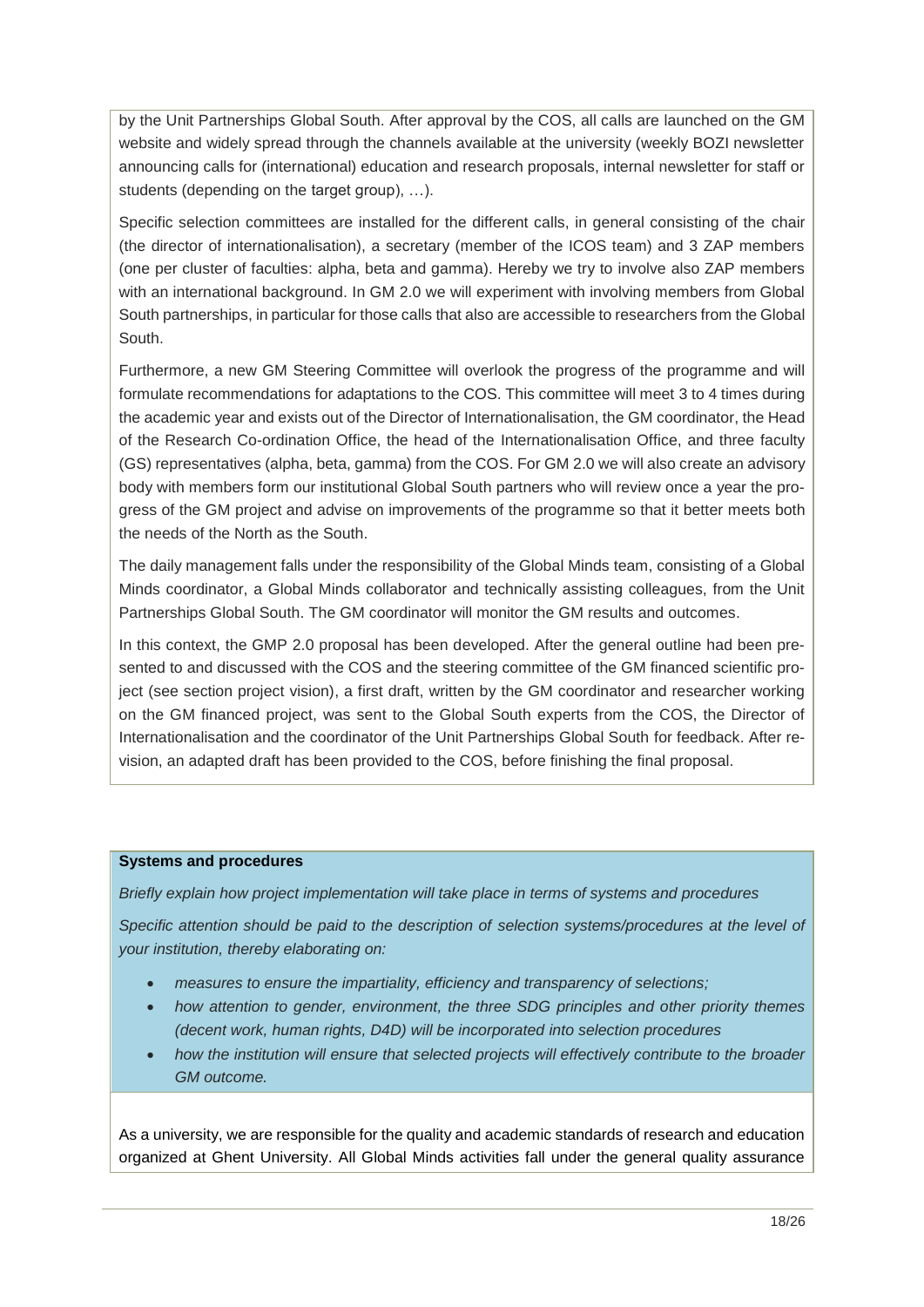by the Unit Partnerships Global South. After approval by the COS, all calls are launched on the GM website and widely spread through the channels available at the university (weekly BOZI newsletter announcing calls for (international) education and research proposals, internal newsletter for staff or students (depending on the target group), …).

Specific selection committees are installed for the different calls, in general consisting of the chair (the director of internationalisation), a secretary (member of the ICOS team) and 3 ZAP members (one per cluster of faculties: alpha, beta and gamma). Hereby we try to involve also ZAP members with an international background. In GM 2.0 we will experiment with involving members from Global South partnerships, in particular for those calls that also are accessible to researchers from the Global South.

Furthermore, a new GM Steering Committee will overlook the progress of the programme and will formulate recommendations for adaptations to the COS. This committee will meet 3 to 4 times during the academic year and exists out of the Director of Internationalisation, the GM coordinator, the Head of the Research Co-ordination Office, the head of the Internationalisation Office, and three faculty (GS) representatives (alpha, beta, gamma) from the COS. For GM 2.0 we will also create an advisory body with members form our institutional Global South partners who will review once a year the progress of the GM project and advise on improvements of the programme so that it better meets both the needs of the North as the South.

The daily management falls under the responsibility of the Global Minds team, consisting of a Global Minds coordinator, a Global Minds collaborator and technically assisting colleagues, from the Unit Partnerships Global South. The GM coordinator will monitor the GM results and outcomes.

In this context, the GMP 2.0 proposal has been developed. After the general outline had been presented to and discussed with the COS and the steering committee of the GM financed scientific project (see section project vision), a first draft, written by the GM coordinator and researcher working on the GM financed project, was sent to the Global South experts from the COS, the Director of Internationalisation and the coordinator of the Unit Partnerships Global South for feedback. After revision, an adapted draft has been provided to the COS, before finishing the final proposal.

**Systems and procedures**

*Briefly explain how project implementation will take place in terms of systems and procedures*

*Specific attention should be paid to the description of selection systems/procedures at the level of your institution, thereby elaborating on:*

- *measures to ensure the impartiality, efficiency and transparency of selections;*
- *how attention to gender, environment, the three SDG principles and other priority themes (decent work, human rights, D4D) will be incorporated into selection procedures*
- *how the institution will ensure that selected projects will effectively contribute to the broader GM outcome.*

As a university, we are responsible for the quality and academic standards of research and education organized at Ghent University. All Global Minds activities fall under the general quality assurance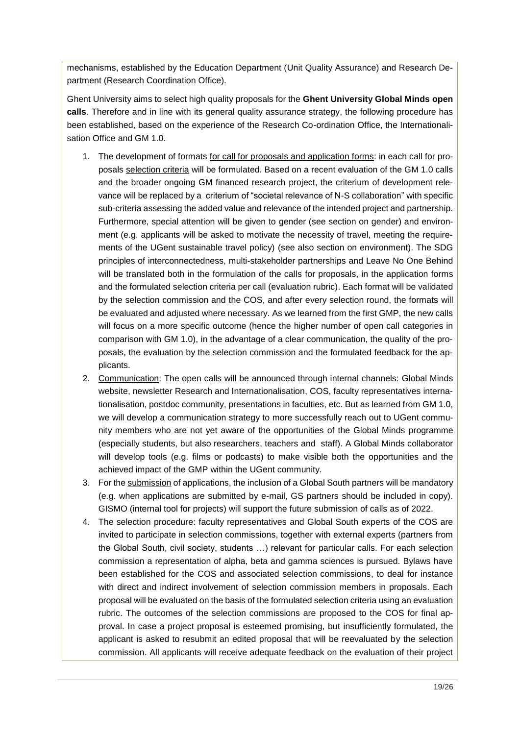mechanisms, established by the Education Department (Unit Quality Assurance) and Research Department (Research Coordination Office).

Ghent University aims to select high quality proposals for the **Ghent University Global Minds open calls**. Therefore and in line with its general quality assurance strategy, the following procedure has been established, based on the experience of the Research Co-ordination Office, the Internationalisation Office and GM 1.0.

1. The development of formats for call for proposals and application forms: in each call for proposals selection criteria will be formulated. Based on a recent evaluation of the GM 1.0 calls and the broader ongoing GM financed research project, the criterium of development relevance will be replaced by a criterium of "societal relevance of N-S collaboration" with specific sub-criteria assessing the added value and relevance of the intended project and partnership. Furthermore, special attention will be given to gender (see section on gender) and environment (e.g. applicants will be asked to motivate the necessity of travel, meeting the requirements of the UGent sustainable travel policy) (see also section on environment). The SDG principles of interconnectedness, multi-stakeholder partnerships and Leave No One Behind will be translated both in the formulation of the calls for proposals, in the application forms and the formulated selection criteria per call (evaluation rubric). Each format will be validated by the selection commission and the COS, and after every selection round, the formats will be evaluated and adjusted where necessary. As we learned from the first GMP, the new calls will focus on a more specific outcome (hence the higher number of open call categories in comparison with GM 1.0), in the advantage of a clear communication, the quality of the proposals, the evaluation by the selection commission and the formulated feedback for the applicants.
2. Communication: The open calls will be announced through internal channels: Global Minds website, newsletter Research and Internationalisation, COS, faculty representatives internationalisation, postdoc community, presentations in faculties, etc. But as learned from GM 1.0, we will develop a communication strategy to more successfully reach out to UGent community members who are not yet aware of the opportunities of the Global Minds programme (especially students, but also researchers, teachers and staff). A Global Minds collaborator will develop tools (e.g. films or podcasts) to make visible both the opportunities and the achieved impact of the GMP within the UGent community.
3. For the submission of applications, the inclusion of a Global South partners will be mandatory (e.g. when applications are submitted by e-mail, GS partners should be included in copy). GISMO (internal tool for projects) will support the future submission of calls as of 2022.
4. The selection procedure: faculty representatives and Global South experts of the COS are invited to participate in selection commissions, together with external experts (partners from the Global South, civil society, students …) relevant for particular calls. For each selection commission a representation of alpha, beta and gamma sciences is pursued. Bylaws have been established for the COS and associated selection commissions, to deal for instance with direct and indirect involvement of selection commission members in proposals. Each proposal will be evaluated on the basis of the formulated selection criteria using an evaluation rubric. The outcomes of the selection commissions are proposed to the COS for final approval. In case a project proposal is esteemed promising, but insufficiently formulated, the applicant is asked to resubmit an edited proposal that will be reevaluated by the selection commission. All applicants will receive adequate feedback on the evaluation of their project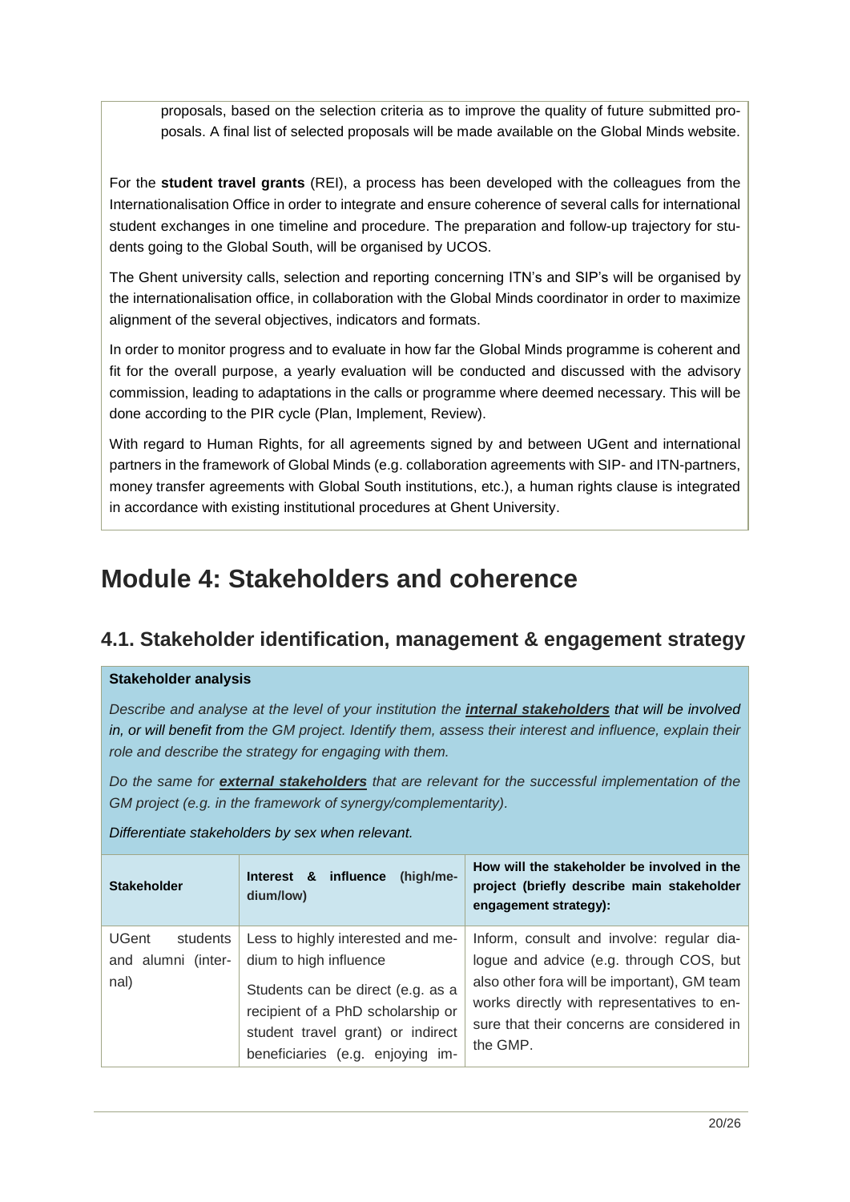proposals, based on the selection criteria as to improve the quality of future submitted proposals. A final list of selected proposals will be made available on the Global Minds website.

For the **student travel grants** (REI), a process has been developed with the colleagues from the Internationalisation Office in order to integrate and ensure coherence of several calls for international student exchanges in one timeline and procedure. The preparation and follow-up trajectory for students going to the Global South, will be organised by UCOS.

The Ghent university calls, selection and reporting concerning ITN's and SIP's will be organised by the internationalisation office, in collaboration with the Global Minds coordinator in order to maximize alignment of the several objectives, indicators and formats.

In order to monitor progress and to evaluate in how far the Global Minds programme is coherent and fit for the overall purpose, a yearly evaluation will be conducted and discussed with the advisory commission, leading to adaptations in the calls or programme where deemed necessary. This will be done according to the PIR cycle (Plan, Implement, Review).

With regard to Human Rights, for all agreements signed by and between UGent and international partners in the framework of Global Minds (e.g. collaboration agreements with SIP- and ITN-partners, money transfer agreements with Global South institutions, etc.), a human rights clause is integrated in accordance with existing institutional procedures at Ghent University.

# Module 4: Stakeholders and coherence

## 4.1. Stakeholder identification, management & engagement strategy

**Stakeholder analysis**

*Describe and analyse at the level of your institution the* ***internal stakeholders*** *that will be involved in, or will benefit from the GM project. Identify them, assess their interest and influence, explain their role and describe the strategy for engaging with them.*

*Do the same for* ***external stakeholders*** *that are relevant for the successful implementation of the GM project (e.g. in the framework of synergy/complementarity).*

*Differentiate stakeholders by sex when relevant.*

| **Stakeholder** | **Interest & influence (high/medium/low)** | **How will the stakeholder be involved in the project (briefly describe main stakeholder engagement strategy):** |
|---|---|---|
| UGent students and alumni (internal) | Less to highly interested and medium to high influence<br><br>Students can be direct (e.g. as a recipient of a PhD scholarship or student travel grant) or indirect beneficiaries (e.g. enjoying im- | Inform, consult and involve: regular dialogue and advice (e.g. through COS, but also other fora will be important), GM team works directly with representatives to ensure that their concerns are considered in the GMP. |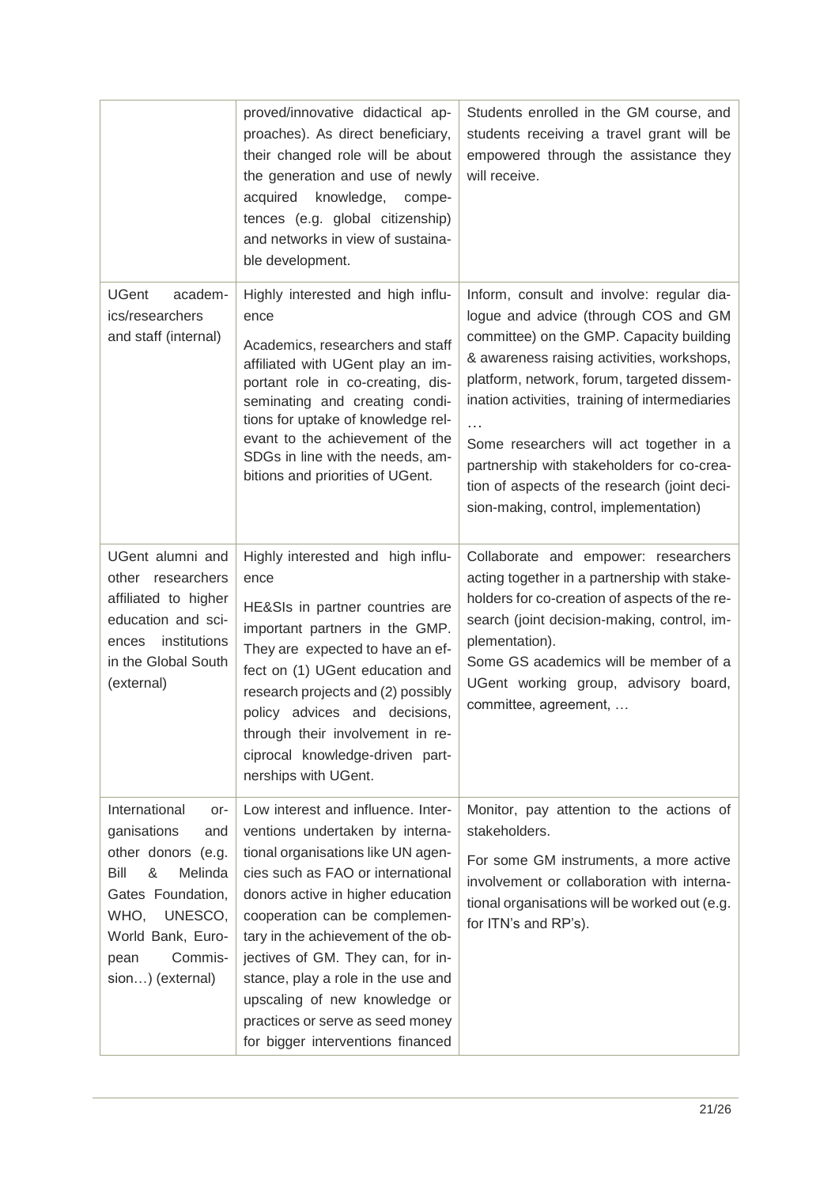| | | |
|---|---|---|
| | proved/innovative didactical approaches). As direct beneficiary, their changed role will be about the generation and use of newly acquired knowledge, competences (e.g. global citizenship) and networks in view of sustainable development. | Students enrolled in the GM course, and students receiving a travel grant will be empowered through the assistance they will receive. |
| UGent academics/researchers and staff (internal) | Highly interested and high influence<br><br>Academics, researchers and staff affiliated with UGent play an important role in co-creating, disseminating and creating conditions for uptake of knowledge relevant to the achievement of the SDGs in line with the needs, ambitions and priorities of UGent. | Inform, consult and involve: regular dialogue and advice (through COS and GM committee) on the GMP. Capacity building & awareness raising activities, workshops, platform, network, forum, targeted dissemination activities, training of intermediaries …<br>Some researchers will act together in a partnership with stakeholders for co-creation of aspects of the research (joint decision-making, control, implementation) |
| UGent alumni and other researchers affiliated to higher education and sciences institutions in the Global South (external) | Highly interested and high influence<br><br>HE&SIs in partner countries are important partners in the GMP. They are expected to have an effect on (1) UGent education and research projects and (2) possibly policy advices and decisions, through their involvement in reciprocal knowledge-driven partnerships with UGent. | Collaborate and empower: researchers acting together in a partnership with stakeholders for co-creation of aspects of the research (joint decision-making, control, implementation).<br>Some GS academics will be member of a UGent working group, advisory board, committee, agreement, … |
| International organisations and other donors (e.g. Bill & Melinda Gates Foundation, WHO, UNESCO, World Bank, European Commission…) (external) | Low interest and influence. Interventions undertaken by international organisations like UN agencies such as FAO or international donors active in higher education cooperation can be complementary in the achievement of the objectives of GM. They can, for instance, play a role in the use and upscaling of new knowledge or practices or serve as seed money for bigger interventions financed | Monitor, pay attention to the actions of stakeholders.<br><br>For some GM instruments, a more active involvement or collaboration with international organisations will be worked out (e.g. for ITN's and RP's). |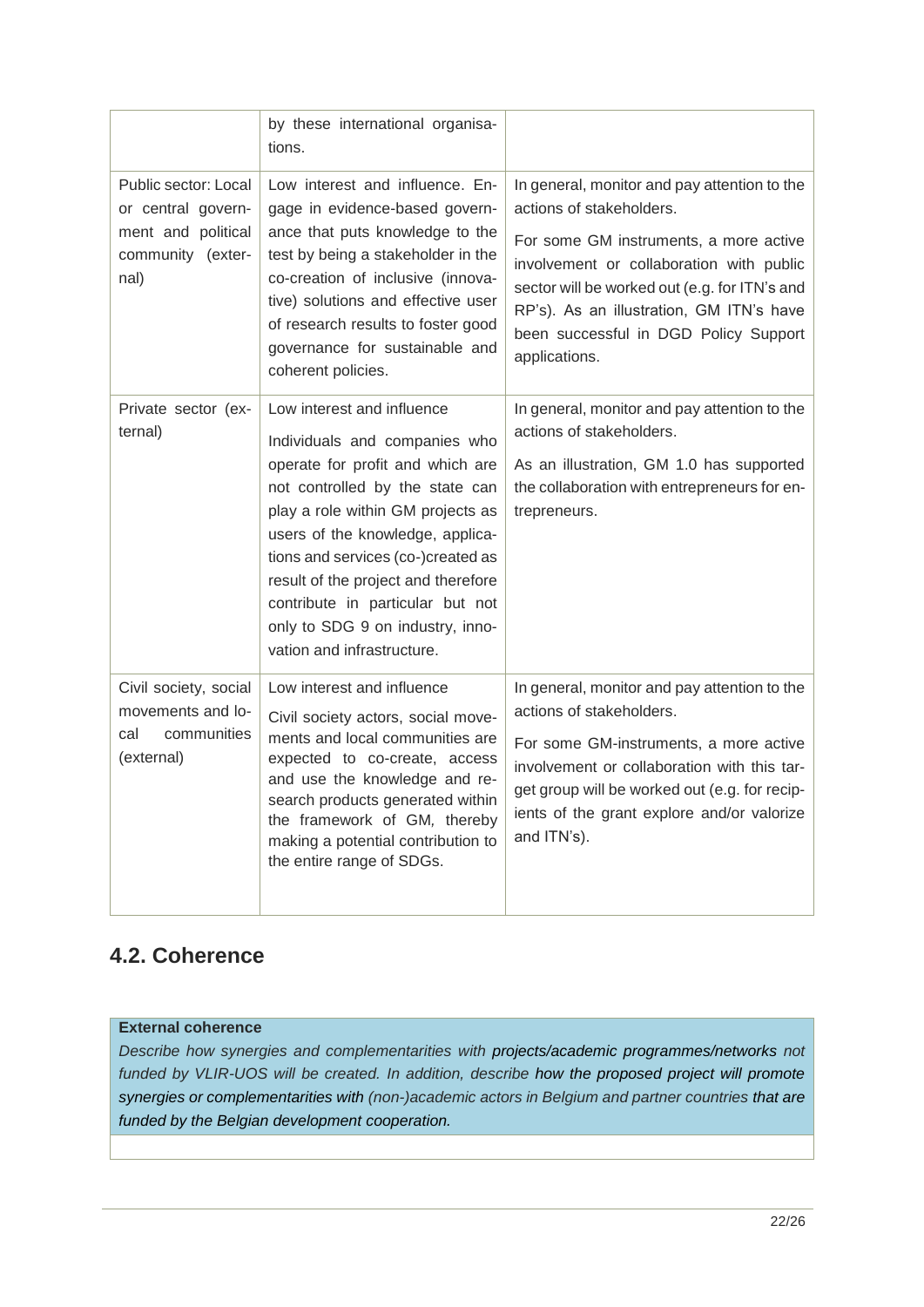| | | |
|---|---|---|
| | by these international organisations. | |
| Public sector: Local or central government and political community (external) | Low interest and influence. Engage in evidence-based governance that puts knowledge to the test by being a stakeholder in the co-creation of inclusive (innovative) solutions and effective user of research results to foster good governance for sustainable and coherent policies. | In general, monitor and pay attention to the actions of stakeholders.<br><br>For some GM instruments, a more active involvement or collaboration with public sector will be worked out (e.g. for ITN's and RP's). As an illustration, GM ITN's have been successful in DGD Policy Support applications. |
| Private sector (external) | Low interest and influence<br><br>Individuals and companies who operate for profit and which are not controlled by the state can play a role within GM projects as users of the knowledge, applications and services (co-)created as result of the project and therefore contribute in particular but not only to SDG 9 on industry, innovation and infrastructure. | In general, monitor and pay attention to the actions of stakeholders.<br><br>As an illustration, GM 1.0 has supported the collaboration with entrepreneurs for entrepreneurs. |
| Civil society, social movements and local communities (external) | Low interest and influence<br><br>Civil society actors, social movements and local communities are expected to co-create, access and use the knowledge and research products generated within the framework of GM, thereby making a potential contribution to the entire range of SDGs. | In general, monitor and pay attention to the actions of stakeholders.<br><br>For some GM-instruments, a more active involvement or collaboration with this target group will be worked out (e.g. for recipients of the grant explore and/or valorize and ITN's). |

## 4.2. Coherence

| **External coherence**<br>*Describe how synergies and complementarities with projects/academic programmes/networks not funded by VLIR-UOS will be created. In addition, describe how the proposed project will promote synergies or complementarities with (non-)academic actors in Belgium and partner countries that are funded by the Belgian development cooperation.* |
|---|
| |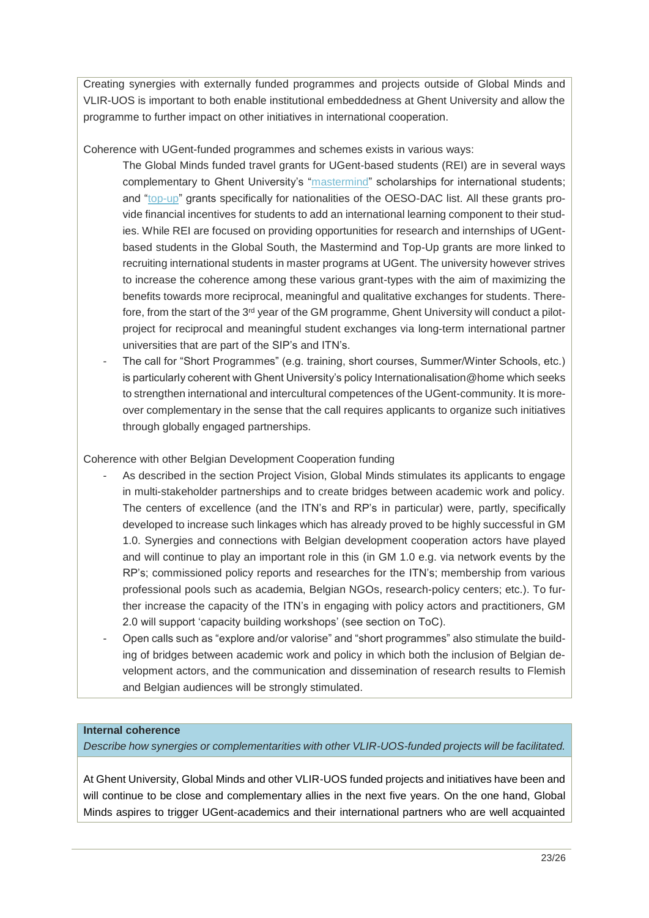Creating synergies with externally funded programmes and projects outside of Global Minds and VLIR-UOS is important to both enable institutional embeddedness at Ghent University and allow the programme to further impact on other initiatives in international cooperation.

Coherence with UGent-funded programmes and schemes exists in various ways:

- The Global Minds funded travel grants for UGent-based students (REI) are in several ways complementary to Ghent University's "mastermind" scholarships for international students; and "top-up" grants specifically for nationalities of the OESO-DAC list. All these grants provide financial incentives for students to add an international learning component to their studies. While REI are focused on providing opportunities for research and internships of UGent-based students in the Global South, the Mastermind and Top-Up grants are more linked to recruiting international students in master programs at UGent. The university however strives to increase the coherence among these various grant-types with the aim of maximizing the benefits towards more reciprocal, meaningful and qualitative exchanges for students. Therefore, from the start of the 3rd year of the GM programme, Ghent University will conduct a pilot-project for reciprocal and meaningful student exchanges via long-term international partner universities that are part of the SIP's and ITN's.
- The call for "Short Programmes" (e.g. training, short courses, Summer/Winter Schools, etc.) is particularly coherent with Ghent University's policy Internationalisation@home which seeks to strengthen international and intercultural competences of the UGent-community. It is moreover complementary in the sense that the call requires applicants to organize such initiatives through globally engaged partnerships.

Coherence with other Belgian Development Cooperation funding

- As described in the section Project Vision, Global Minds stimulates its applicants to engage in multi-stakeholder partnerships and to create bridges between academic work and policy. The centers of excellence (and the ITN's and RP's in particular) were, partly, specifically developed to increase such linkages which has already proved to be highly successful in GM 1.0. Synergies and connections with Belgian development cooperation actors have played and will continue to play an important role in this (in GM 1.0 e.g. via network events by the RP's; commissioned policy reports and researches for the ITN's; membership from various professional pools such as academia, Belgian NGOs, research-policy centers; etc.). To further increase the capacity of the ITN's in engaging with policy actors and practitioners, GM 2.0 will support 'capacity building workshops' (see section on ToC).
- Open calls such as "explore and/or valorise" and "short programmes" also stimulate the building of bridges between academic work and policy in which both the inclusion of Belgian development actors, and the communication and dissemination of research results to Flemish and Belgian audiences will be strongly stimulated.

**Internal coherence**

*Describe how synergies or complementarities with other VLIR-UOS-funded projects will be facilitated.*

At Ghent University, Global Minds and other VLIR-UOS funded projects and initiatives have been and will continue to be close and complementary allies in the next five years. On the one hand, Global Minds aspires to trigger UGent-academics and their international partners who are well acquainted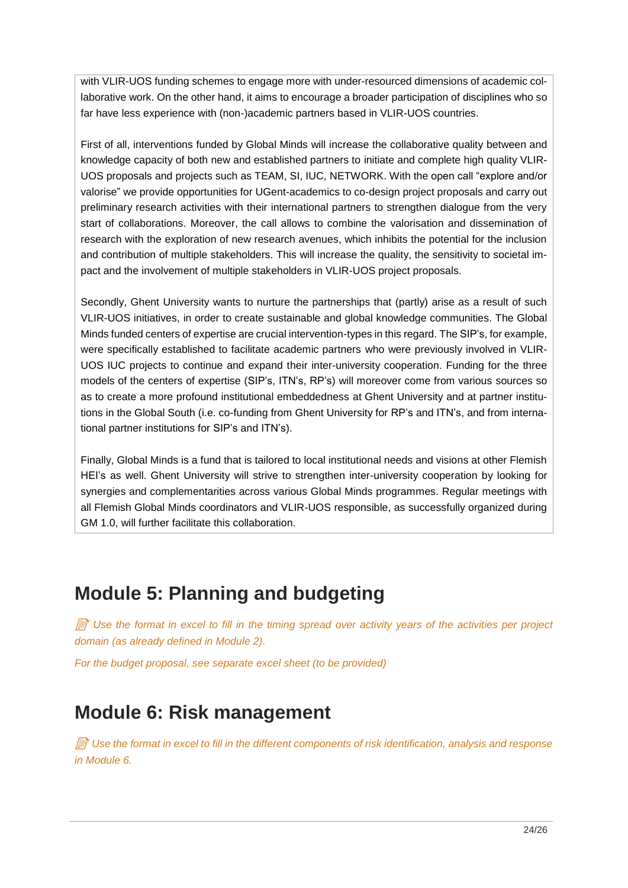with VLIR-UOS funding schemes to engage more with under-resourced dimensions of academic collaborative work. On the other hand, it aims to encourage a broader participation of disciplines who so far have less experience with (non-)academic partners based in VLIR-UOS countries.

First of all, interventions funded by Global Minds will increase the collaborative quality between and knowledge capacity of both new and established partners to initiate and complete high quality VLIR-UOS proposals and projects such as TEAM, SI, IUC, NETWORK. With the open call "explore and/or valorise" we provide opportunities for UGent-academics to co-design project proposals and carry out preliminary research activities with their international partners to strengthen dialogue from the very start of collaborations. Moreover, the call allows to combine the valorisation and dissemination of research with the exploration of new research avenues, which inhibits the potential for the inclusion and contribution of multiple stakeholders. This will increase the quality, the sensitivity to societal impact and the involvement of multiple stakeholders in VLIR-UOS project proposals.

Secondly, Ghent University wants to nurture the partnerships that (partly) arise as a result of such VLIR-UOS initiatives, in order to create sustainable and global knowledge communities. The Global Minds funded centers of expertise are crucial intervention-types in this regard. The SIP's, for example, were specifically established to facilitate academic partners who were previously involved in VLIR-UOS IUC projects to continue and expand their inter-university cooperation. Funding for the three models of the centers of expertise (SIP's, ITN's, RP's) will moreover come from various sources so as to create a more profound institutional embeddedness at Ghent University and at partner institutions in the Global South (i.e. co-funding from Ghent University for RP's and ITN's, and from international partner institutions for SIP's and ITN's).

Finally, Global Minds is a fund that is tailored to local institutional needs and visions at other Flemish HEI's as well. Ghent University will strive to strengthen inter-university cooperation by looking for synergies and complementarities across various Global Minds programmes. Regular meetings with all Flemish Global Minds coordinators and VLIR-UOS responsible, as successfully organized during GM 1.0, will further facilitate this collaboration.

# Module 5: Planning and budgeting

*📝 Use the format in excel to fill in the timing spread over activity years of the activities per project domain (as already defined in Module 2).*

*For the budget proposal, see separate excel sheet (to be provided)*

# Module 6: Risk management

*📝 Use the format in excel to fill in the different components of risk identification, analysis and response in Module 6.*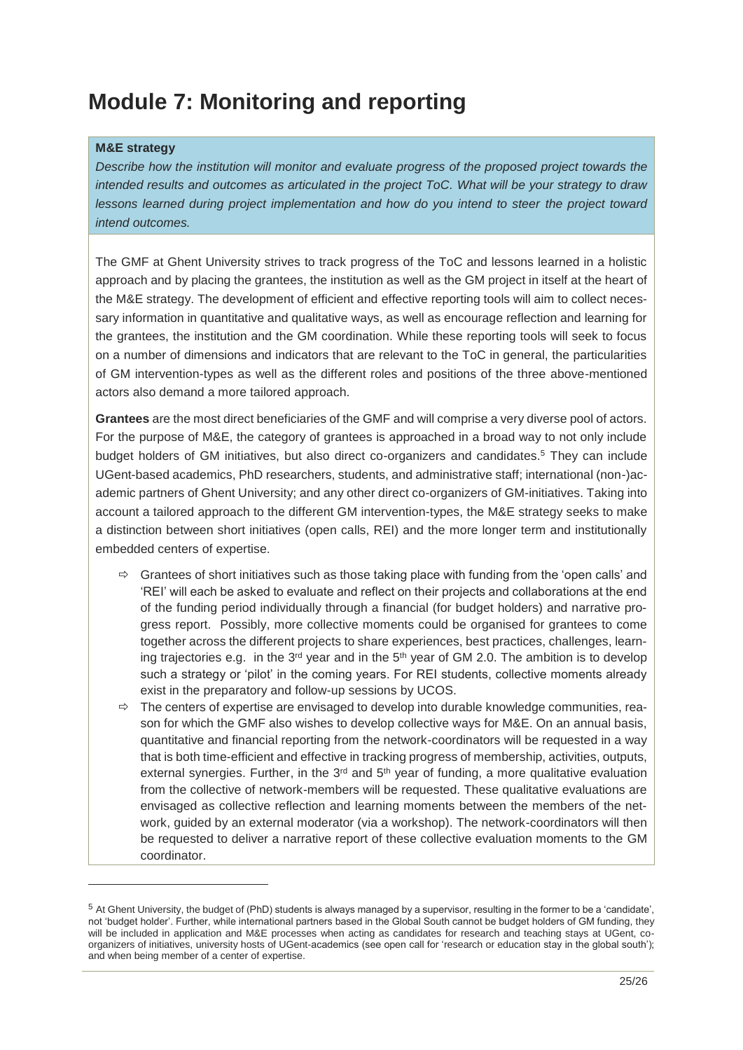# Module 7: Monitoring and reporting

**M&E strategy**

*Describe how the institution will monitor and evaluate progress of the proposed project towards the intended results and outcomes as articulated in the project ToC. What will be your strategy to draw lessons learned during project implementation and how do you intend to steer the project toward intend outcomes.*

The GMF at Ghent University strives to track progress of the ToC and lessons learned in a holistic approach and by placing the grantees, the institution as well as the GM project in itself at the heart of the M&E strategy. The development of efficient and effective reporting tools will aim to collect necessary information in quantitative and qualitative ways, as well as encourage reflection and learning for the grantees, the institution and the GM coordination. While these reporting tools will seek to focus on a number of dimensions and indicators that are relevant to the ToC in general, the particularities of GM intervention-types as well as the different roles and positions of the three above-mentioned actors also demand a more tailored approach.

**Grantees** are the most direct beneficiaries of the GMF and will comprise a very diverse pool of actors. For the purpose of M&E, the category of grantees is approached in a broad way to not only include budget holders of GM initiatives, but also direct co-organizers and candidates.[5] They can include UGent-based academics, PhD researchers, students, and administrative staff; international (non-)academic partners of Ghent University; and any other direct co-organizers of GM-initiatives. Taking into account a tailored approach to the different GM intervention-types, the M&E strategy seeks to make a distinction between short initiatives (open calls, REI) and the more longer term and institutionally embedded centers of expertise.

- ⇨ Grantees of short initiatives such as those taking place with funding from the 'open calls' and 'REI' will each be asked to evaluate and reflect on their projects and collaborations at the end of the funding period individually through a financial (for budget holders) and narrative progress report. Possibly, more collective moments could be organised for grantees to come together across the different projects to share experiences, best practices, challenges, learning trajectories e.g. in the 3rd year and in the 5th year of GM 2.0. The ambition is to develop such a strategy or 'pilot' in the coming years. For REI students, collective moments already exist in the preparatory and follow-up sessions by UCOS.
- ⇨ The centers of expertise are envisaged to develop into durable knowledge communities, reason for which the GMF also wishes to develop collective ways for M&E. On an annual basis, quantitative and financial reporting from the network-coordinators will be requested in a way that is both time-efficient and effective in tracking progress of membership, activities, outputs, external synergies. Further, in the 3rd and 5th year of funding, a more qualitative evaluation from the collective of network-members will be requested. These qualitative evaluations are envisaged as collective reflection and learning moments between the members of the network, guided by an external moderator (via a workshop). The network-coordinators will then be requested to deliver a narrative report of these collective evaluation moments to the GM coordinator.

---

[5] At Ghent University, the budget of (PhD) students is always managed by a supervisor, resulting in the former to be a 'candidate', not 'budget holder'. Further, while international partners based in the Global South cannot be budget holders of GM funding, they will be included in application and M&E processes when acting as candidates for research and teaching stays at UGent, co-organizers of initiatives, university hosts of UGent-academics (see open call for 'research or education stay in the global south'); and when being member of a center of expertise.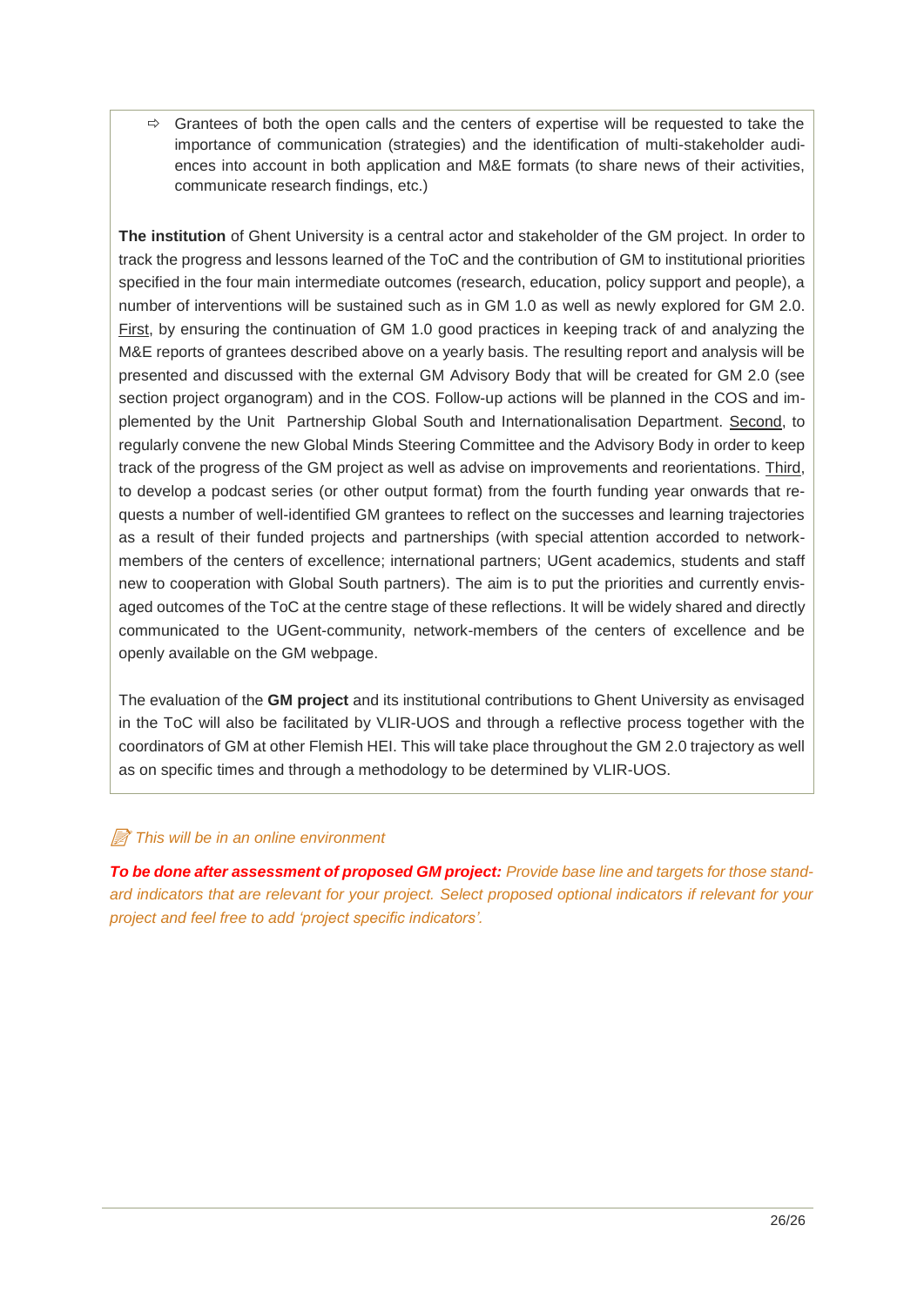- ⇨ Grantees of both the open calls and the centers of expertise will be requested to take the importance of communication (strategies) and the identification of multi-stakeholder audiences into account in both application and M&E formats (to share news of their activities, communicate research findings, etc.)

**The institution** of Ghent University is a central actor and stakeholder of the GM project. In order to track the progress and lessons learned of the ToC and the contribution of GM to institutional priorities specified in the four main intermediate outcomes (research, education, policy support and people), a number of interventions will be sustained such as in GM 1.0 as well as newly explored for GM 2.0. First, by ensuring the continuation of GM 1.0 good practices in keeping track of and analyzing the M&E reports of grantees described above on a yearly basis. The resulting report and analysis will be presented and discussed with the external GM Advisory Body that will be created for GM 2.0 (see section project organogram) and in the COS. Follow-up actions will be planned in the COS and implemented by the Unit Partnership Global South and Internationalisation Department. Second, to regularly convene the new Global Minds Steering Committee and the Advisory Body in order to keep track of the progress of the GM project as well as advise on improvements and reorientations. Third, to develop a podcast series (or other output format) from the fourth funding year onwards that requests a number of well-identified GM grantees to reflect on the successes and learning trajectories as a result of their funded projects and partnerships (with special attention accorded to network-members of the centers of excellence; international partners; UGent academics, students and staff new to cooperation with Global South partners). The aim is to put the priorities and currently envisaged outcomes of the ToC at the centre stage of these reflections. It will be widely shared and directly communicated to the UGent-community, network-members of the centers of excellence and be openly available on the GM webpage.

The evaluation of the **GM project** and its institutional contributions to Ghent University as envisaged in the ToC will also be facilitated by VLIR-UOS and through a reflective process together with the coordinators of GM at other Flemish HEI. This will take place throughout the GM 2.0 trajectory as well as on specific times and through a methodology to be determined by VLIR-UOS.

*This will be in an online environment*

***To be done after assessment of proposed GM project:*** *Provide base line and targets for those standard indicators that are relevant for your project. Select proposed optional indicators if relevant for your project and feel free to add 'project specific indicators'.*